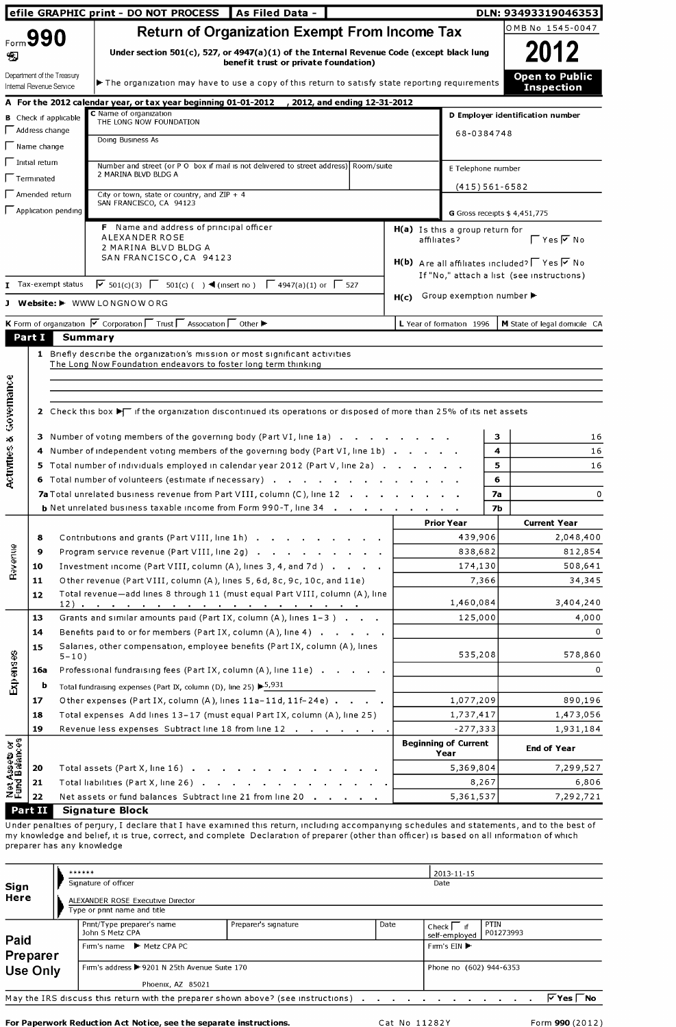efile GRAPHIC print - DO NOT PROCESS | As Filed Data - | DLN: 93493319046353

# Form 990 Return of Organization Exempt From Income Tax

OMB No 1545-0047

**2012**

Under section 501(c), 527, or 4947(a)(1) of the Internal Revenue Code (except black lung benefit trust or private foundation)

Department of the Treasury
Internal Revenue Service

▶ The organization may have to use a copy of this return to satisfy state reporting requirements

**Open to Public Inspection**

**A** For the 2012 calendar year, or tax year beginning 01-01-2012 , 2012, and ending 12-31-2012

**B** Check if applicable
- ☐ Address change
- ☐ Name change
- ☐ Initial return
- ☐ Terminated
- ☐ Amended return
- ☐ Application pending

**C** Name of organization
THE LONG NOW FOUNDATION

Doing Business As

Number and street (or P O box if mail is not delivered to street address) Room/suite
2 MARINA BLVD BLDG A

City or town, state or country, and ZIP + 4
SAN FRANCISCO, CA 94123

**D** Employer identification number
68-0384748

**E** Telephone number
(415) 561-6582

**G** Gross receipts $ 4,451,775

**F** Name and address of principal officer
ALEXANDER ROSE
2 MARINA BLVD BLDG A
SAN FRANCISCO, CA 94123

**H(a)** Is this a group return for affiliates? ☐ Yes ☑ No

**H(b)** Are all affiliates included? ☐ Yes ☑ No
If "No," attach a list (see instructions)

**H(c)** Group exemption number ▶

**I** Tax-exempt status ☑ 501(c)(3) ☐ 501(c) ( ) ◀ (insert no ) ☐ 4947(a)(1) or ☐ 527

**J** Website: ▶ WWW LONGNOW ORG

**K** Form of organization ☑ Corporation ☐ Trust ☐ Association ☐ Other ▶

**L** Year of formation 1996

**M** State of legal domicile CA

## Part I Summary

**Activities & Governance**

1 Briefly describe the organization's mission or most significant activities
The Long Now Foundation endeavors to foster long term thinking

2 Check this box ▶☐ if the organization discontinued its operations or disposed of more than 25% of its net assets

| | | | |
|---|---|---|---|
| 3 | Number of voting members of the governing body (Part VI, line 1a) | 3 | 16 |
| 4 | Number of independent voting members of the governing body (Part VI, line 1b) | 4 | 16 |
| 5 | Total number of individuals employed in calendar year 2012 (Part V, line 2a) | 5 | 16 |
| 6 | Total number of volunteers (estimate if necessary) | 6 | |
| 7a | Total unrelated business revenue from Part VIII, column (C), line 12 | 7a | 0 |
| b | Net unrelated business taxable income from Form 990-T, line 34 | 7b | |

| | | | Prior Year | Current Year |
|---|---|---|---|---|
| **Revenue** | 8 | Contributions and grants (Part VIII, line 1h) | 439,906 | 2,048,400 |
| | 9 | Program service revenue (Part VIII, line 2g) | 838,682 | 812,854 |
| | 10 | Investment income (Part VIII, column (A), lines 3, 4, and 7d ) | 174,130 | 508,641 |
| | 11 | Other revenue (Part VIII, column (A), lines 5, 6d, 8c, 9c, 10c, and 11e) | 7,366 | 34,345 |
| | 12 | Total revenue—add lines 8 through 11 (must equal Part VIII, column (A), line 12) | 1,460,084 | 3,404,240 |
| **Expenses** | 13 | Grants and similar amounts paid (Part IX, column (A), lines 1–3 ) | 125,000 | 4,000 |
| | 14 | Benefits paid to or for members (Part IX, column (A), line 4) | | 0 |
| | 15 | Salaries, other compensation, employee benefits (Part IX, column (A), lines 5–10) | 535,208 | 578,860 |
| | 16a | Professional fundraising fees (Part IX, column (A), line 11e) | | 0 |
| | b | Total fundraising expenses (Part IX, column (D), line 25) ▶5,931 | | |
| | 17 | Other expenses (Part IX, column (A), lines 11a–11d, 11f–24e) | 1,077,209 | 890,196 |
| | 18 | Total expenses Add lines 13–17 (must equal Part IX, column (A), line 25) | 1,737,417 | 1,473,056 |
| | 19 | Revenue less expenses Subtract line 18 from line 12 | -277,333 | 1,931,184 |

| | | | Beginning of Current Year | End of Year |
|---|---|---|---|---|
| **Net Assets or Fund Balances** | 20 | Total assets (Part X, line 16) | 5,369,804 | 7,299,527 |
| | 21 | Total liabilities (Part X, line 26) | 8,267 | 6,806 |
| | 22 | Net assets or fund balances Subtract line 21 from line 20 | 5,361,537 | 7,292,721 |

## Part II Signature Block

Under penalties of perjury, I declare that I have examined this return, including accompanying schedules and statements, and to the best of my knowledge and belief, it is true, correct, and complete Declaration of preparer (other than officer) is based on all information of which preparer has any knowledge

**Sign Here**

****** | 2013-11-15
Signature of officer | Date

ALEXANDER ROSE Executive Director
Type or print name and title

**Paid Preparer Use Only**

| Print/Type preparer's name | Preparer's signature | Date | Check ☐ if self-employed | PTIN |
|---|---|---|---|---|
| John S Metz CPA | | | | P01273993 |

Firm's name ▶ Metz CPA PC | Firm's EIN ▶

Firm's address ▶ 9201 N 25th Avenue Suite 170, Phoenix, AZ 85021 | Phone no (602) 944-6353

May the IRS discuss this return with the preparer shown above? (see instructions) ☑ Yes ☐ No

For Paperwork Reduction Act Notice, see the separate instructions. Cat No 11282Y Form 990 (2012)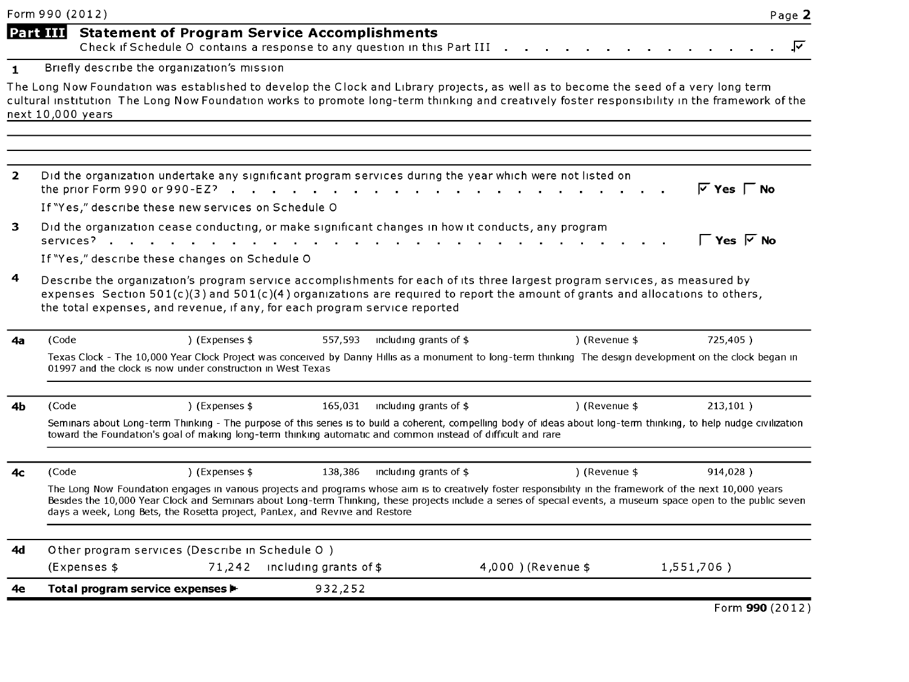Form 990 (2012)

## Part III Statement of Program Service Accomplishments

Check if Schedule O contains a response to any question in this Part III . . . . . . . . . . . . . . . ☑

**1** Briefly describe the organization's mission

The Long Now Foundation was established to develop the Clock and Library projects, as well as to become the seed of a very long term cultural institution The Long Now Foundation works to promote long-term thinking and creatively foster responsibility in the framework of the next 10,000 years

**2** Did the organization undertake any significant program services during the year which were not listed on the prior Form 990 or 990-EZ? . . . . . . . . . . . . . . . . . . . . . . ☑ Yes ☐ No

If "Yes," describe these new services on Schedule O

**3** Did the organization cease conducting, or make significant changes in how it conducts, any program services? . . . . . . . . . . . . . . . . . . . . . . . . ☐ Yes ☑ No

If "Yes," describe these changes on Schedule O

**4** Describe the organization's program service accomplishments for each of its three largest program services, as measured by expenses Section 501(c)(3) and 501(c)(4) organizations are required to report the amount of grants and allocations to others, the total expenses, and revenue, if any, for each program service reported

**4a** (Code ) (Expenses $ 557,593 including grants of $ ) (Revenue $ 725,405 )

Texas Clock - The 10,000 Year Clock Project was conceived by Danny Hillis as a monument to long-term thinking The design development on the clock began in 01997 and the clock is now under construction in West Texas

**4b** (Code ) (Expenses $ 165,031 including grants of $ ) (Revenue $ 213,101 )

Seminars about Long-term Thinking - The purpose of this series is to build a coherent, compelling body of ideas about long-term thinking, to help nudge civilization toward the Foundation's goal of making long-term thinking automatic and common instead of difficult and rare

**4c** (Code ) (Expenses $ 138,386 including grants of $ ) (Revenue $ 914,028 )

The Long Now Foundation engages in various projects and programs whose aim is to creatively foster responsibility in the framework of the next 10,000 years Besides the 10,000 Year Clock and Seminars about Long-term Thinking, these projects include a series of special events, a museum space open to the public seven days a week, Long Bets, the Rosetta project, PanLex, and Revive and Restore

**4d** Other program services (Describe in Schedule O )

(Expenses $ 71,242 including grants of $ 4,000 ) (Revenue $ 1,551,706 )

**4e** **Total program service expenses** ▶ 932,252

Form **990** (2012)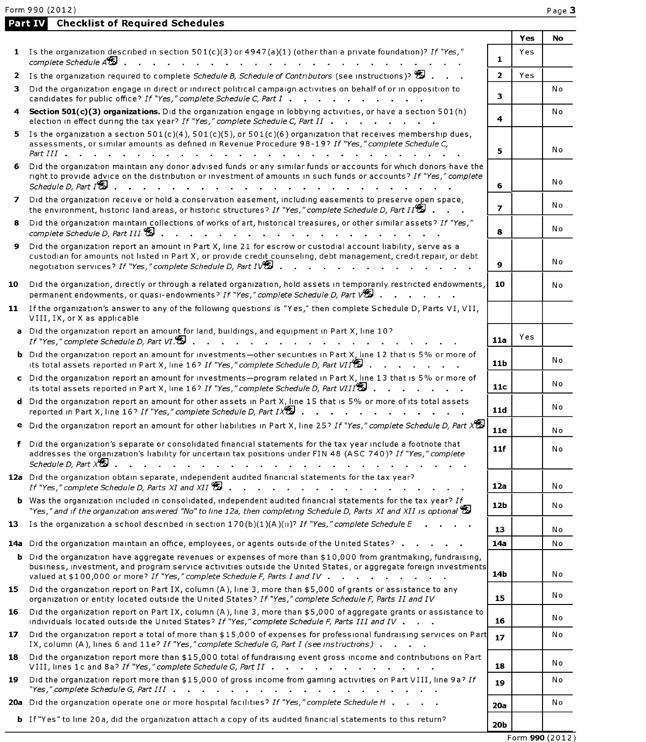Form 990 (2012)

## Part IV Checklist of Required Schedules

| | | | Yes | No |
|---|---|---|---|---|
| **1** | Is the organization described in section 501(c)(3) or 4947(a)(1) (other than a private foundation)? *If "Yes," complete Schedule A* | **1** | Yes | |
| **2** | Is the organization required to complete *Schedule B, Schedule of Contributors* (see instructions)? | **2** | Yes | |
| **3** | Did the organization engage in direct or indirect political campaign activities on behalf of or in opposition to candidates for public office? *If "Yes," complete Schedule C, Part I* | **3** | | No |
| **4** | **Section 501(c)(3) organizations.** Did the organization engage in lobbying activities, or have a section 501(h) election in effect during the tax year? *If "Yes," complete Schedule C, Part II* | **4** | | No |
| **5** | Is the organization a section 501(c)(4), 501(c)(5), or 501(c)(6) organization that receives membership dues, assessments, or similar amounts as defined in Revenue Procedure 98-19? *If "Yes," complete Schedule C, Part III* | **5** | | No |
| **6** | Did the organization maintain any donor advised funds or any similar funds or accounts for which donors have the right to provide advice on the distribution or investment of amounts in such funds or accounts? *If "Yes," complete Schedule D, Part I* | **6** | | No |
| **7** | Did the organization receive or hold a conservation easement, including easements to preserve open space, the environment, historic land areas, or historic structures? *If "Yes," complete Schedule D, Part II* | **7** | | No |
| **8** | Did the organization maintain collections of works of art, historical treasures, or other similar assets? *If "Yes," complete Schedule D, Part III* | **8** | | No |
| **9** | Did the organization report an amount in Part X, line 21 for escrow or custodial account liability, serve as a custodian for amounts not listed in Part X, or provide credit counseling, debt management, credit repair, or debt negotiation services? *If "Yes," complete Schedule D, Part IV* | **9** | | No |
| **10** | Did the organization, directly or through a related organization, hold assets in temporarily restricted endowments, permanent endowments, or quasi-endowments? *If "Yes," complete Schedule D, Part V* | **10** | | No |
| **11** | If the organization's answer to any of the following questions is "Yes," then complete Schedule D, Parts VI, VII, VIII, IX, or X as applicable | | | |
| **a** | Did the organization report an amount for land, buildings, and equipment in Part X, line 10? *If "Yes," complete Schedule D, Part VI.* | **11a** | Yes | |
| **b** | Did the organization report an amount for investments—other securities in Part X, line 12 that is 5% or more of its total assets reported in Part X, line 16? *If "Yes," complete Schedule D, Part VII* | **11b** | | No |
| **c** | Did the organization report an amount for investments—program related in Part X, line 13 that is 5% or more of its total assets reported in Part X, line 16? *If "Yes," complete Schedule D, Part VIII* | **11c** | | No |
| **d** | Did the organization report an amount for other assets in Part X, line 15 that is 5% or more of its total assets reported in Part X, line 16? *If "Yes," complete Schedule D, Part IX* | **11d** | | No |
| **e** | Did the organization report an amount for other liabilities in Part X, line 25? *If "Yes," complete Schedule D, Part X* | **11e** | | No |
| **f** | Did the organization's separate or consolidated financial statements for the tax year include a footnote that addresses the organization's liability for uncertain tax positions under FIN 48 (ASC 740)? *If "Yes," complete Schedule D, Part X* | **11f** | | No |
| **12a** | Did the organization obtain separate, independent audited financial statements for the tax year? *If "Yes," complete Schedule D, Parts XI and XII* | **12a** | | No |
| **b** | Was the organization included in consolidated, independent audited financial statements for the tax year? *If "Yes," and if the organization answered "No" to line 12a, then completing Schedule D, Parts XI and XII is optional* | **12b** | | No |
| **13** | Is the organization a school described in section 170(b)(1)(A)(ii)? *If "Yes," complete Schedule E* | **13** | | No |
| **14a** | Did the organization maintain an office, employees, or agents outside of the United States? | **14a** | | No |
| **b** | Did the organization have aggregate revenues or expenses of more than $10,000 from grantmaking, fundraising, business, investment, and program service activities outside the United States, or aggregate foreign investments valued at $100,000 or more? *If "Yes," complete Schedule F, Parts I and IV* | **14b** | | No |
| **15** | Did the organization report on Part IX, column (A), line 3, more than $5,000 of grants or assistance to any organization or entity located outside the United States? *If "Yes," complete Schedule F, Parts II and IV* | **15** | | No |
| **16** | Did the organization report on Part IX, column (A), line 3, more than $5,000 of aggregate grants or assistance to individuals located outside the United States? *If "Yes," complete Schedule F, Parts III and IV* | **16** | | No |
| **17** | Did the organization report a total of more than $15,000 of expenses for professional fundraising services on Part IX, column (A), lines 6 and 11e? *If "Yes," complete Schedule G, Part I (see instructions)* | **17** | | No |
| **18** | Did the organization report more than $15,000 total of fundraising event gross income and contributions on Part VIII, lines 1c and 8a? *If "Yes," complete Schedule G, Part II* | **18** | | No |
| **19** | Did the organization report more than $15,000 of gross income from gaming activities on Part VIII, line 9a? *If "Yes," complete Schedule G, Part III* | **19** | | No |
| **20a** | Did the organization operate one or more hospital facilities? *If "Yes," complete Schedule H* | **20a** | | No |
| **b** | If "Yes" to line 20a, did the organization attach a copy of its audited financial statements to this return? | **20b** | | |

Form **990** (2012)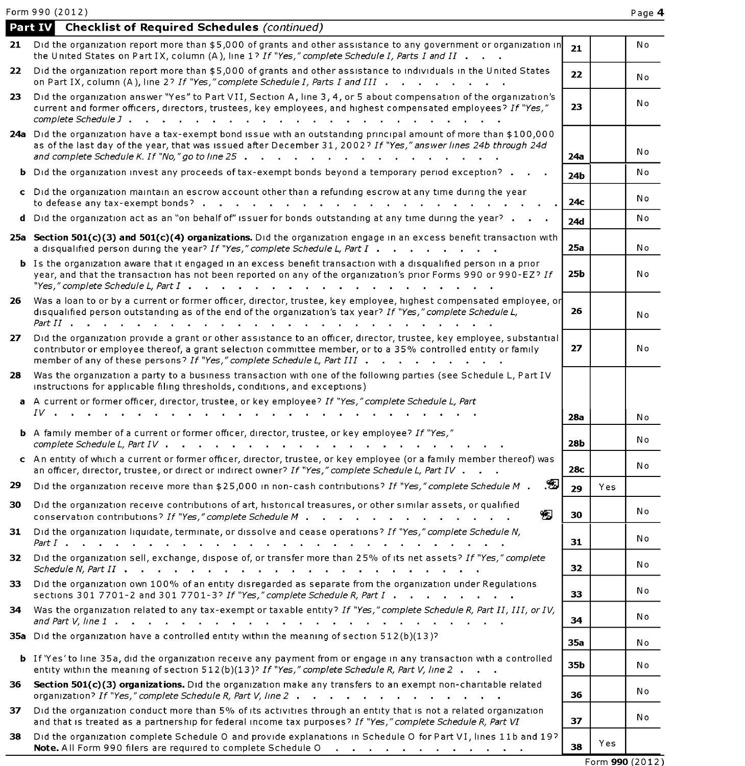Form 990 (2012)

## Part IV Checklist of Required Schedules *(continued)*

| | | | Yes | No |
|---|---|---|---|---|
| **21** | Did the organization report more than $5,000 of grants and other assistance to any government or organization in the United States on Part IX, column (A), line 1? *If "Yes," complete Schedule I, Parts I and II* | **21** | | No |
| **22** | Did the organization report more than $5,000 of grants and other assistance to individuals in the United States on Part IX, column (A), line 2? *If "Yes," complete Schedule I, Parts I and III* | **22** | | No |
| **23** | Did the organization answer "Yes" to Part VII, Section A, line 3, 4, or 5 about compensation of the organization's current and former officers, directors, trustees, key employees, and highest compensated employees? *If "Yes," complete Schedule J* | **23** | | No |
| **24a** | Did the organization have a tax-exempt bond issue with an outstanding principal amount of more than $100,000 as of the last day of the year, that was issued after December 31, 2002? *If "Yes," answer lines 24b through 24d and complete Schedule K. If "No," go to line 25* | **24a** | | No |
| **b** | Did the organization invest any proceeds of tax-exempt bonds beyond a temporary period exception? | **24b** | | No |
| **c** | Did the organization maintain an escrow account other than a refunding escrow at any time during the year to defease any tax-exempt bonds? | **24c** | | No |
| **d** | Did the organization act as an "on behalf of" issuer for bonds outstanding at any time during the year? | **24d** | | No |
| **25a** | **Section 501(c)(3) and 501(c)(4) organizations.** Did the organization engage in an excess benefit transaction with a disqualified person during the year? *If "Yes," complete Schedule L, Part I* | **25a** | | No |
| **b** | Is the organization aware that it engaged in an excess benefit transaction with a disqualified person in a prior year, and that the transaction has not been reported on any of the organization's prior Forms 990 or 990-EZ? *If "Yes," complete Schedule L, Part I* | **25b** | | No |
| **26** | Was a loan to or by a current or former officer, director, trustee, key employee, highest compensated employee, or disqualified person outstanding as of the end of the organization's tax year? *If "Yes," complete Schedule L, Part II* | **26** | | No |
| **27** | Did the organization provide a grant or other assistance to an officer, director, trustee, key employee, substantial contributor or employee thereof, a grant selection committee member, or to a 35% controlled entity or family member of any of these persons? *If "Yes," complete Schedule L, Part III* | **27** | | No |
| **28** | Was the organization a party to a business transaction with one of the following parties (see Schedule L, Part IV instructions for applicable filing thresholds, conditions, and exceptions) | | | |
| **a** | A current or former officer, director, trustee, or key employee? *If "Yes," complete Schedule L, Part IV* | **28a** | | No |
| **b** | A family member of a current or former officer, director, trustee, or key employee? *If "Yes," complete Schedule L, Part IV* | **28b** | | No |
| **c** | An entity of which a current or former officer, director, trustee, or key employee (or a family member thereof) was an officer, director, trustee, or direct or indirect owner? *If "Yes," complete Schedule L, Part IV* | **28c** | | No |
| **29** | Did the organization receive more than $25,000 in non-cash contributions? *If "Yes," complete Schedule M* | **29** | Yes | |
| **30** | Did the organization receive contributions of art, historical treasures, or other similar assets, or qualified conservation contributions? *If "Yes," complete Schedule M* | **30** | | No |
| **31** | Did the organization liquidate, terminate, or dissolve and cease operations? *If "Yes," complete Schedule N, Part I* | **31** | | No |
| **32** | Did the organization sell, exchange, dispose of, or transfer more than 25% of its net assets? *If "Yes," complete Schedule N, Part II* | **32** | | No |
| **33** | Did the organization own 100% of an entity disregarded as separate from the organization under Regulations sections 301 7701-2 and 301 7701-3? *If "Yes," complete Schedule R, Part I* | **33** | | No |
| **34** | Was the organization related to any tax-exempt or taxable entity? *If "Yes," complete Schedule R, Part II, III, or IV, and Part V, line 1* | **34** | | No |
| **35a** | Did the organization have a controlled entity within the meaning of section 512(b)(13)? | **35a** | | No |
| **b** | If 'Yes' to line 35a, did the organization receive any payment from or engage in any transaction with a controlled entity within the meaning of section 512(b)(13)? *If "Yes," complete Schedule R, Part V, line 2* | **35b** | | No |
| **36** | **Section 501(c)(3) organizations.** Did the organization make any transfers to an exempt non-charitable related organization? *If "Yes," complete Schedule R, Part V, line 2* | **36** | | No |
| **37** | Did the organization conduct more than 5% of its activities through an entity that is not a related organization and that is treated as a partnership for federal income tax purposes? *If "Yes," complete Schedule R, Part VI* | **37** | | No |
| **38** | Did the organization complete Schedule O and provide explanations in Schedule O for Part VI, lines 11b and 19? **Note.** All Form 990 filers are required to complete Schedule O | **38** | Yes | |

Form **990** (2012)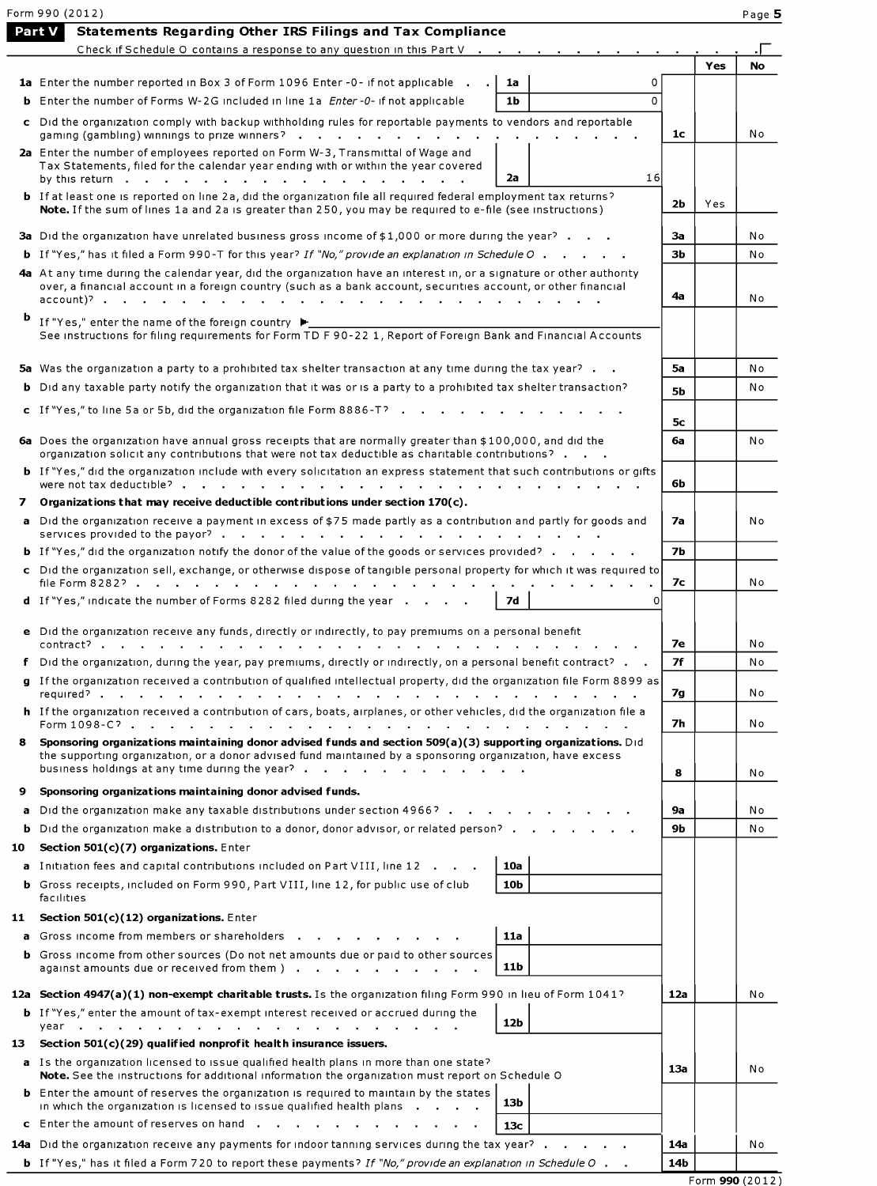Form 990 (2012) Page **5**

## Part V Statements Regarding Other IRS Filings and Tax Compliance

Check if Schedule O contains a response to any question in this Part V . . . . . . . . . . . . . . ☐

| | | | | Yes | No |
|---|---|---|---|---|---|
| **1a** | Enter the number reported in Box 3 of Form 1096 Enter -0- if not applicable | 1a | 0 | | |
| **b** | Enter the number of Forms W-2G included in line 1a *Enter -0- if not applicable* | 1b | 0 | | |
| **c** | Did the organization comply with backup withholding rules for reportable payments to vendors and reportable gaming (gambling) winnings to prize winners? | | 1c | | No |
| **2a** | Enter the number of employees reported on Form W-3, Transmittal of Wage and Tax Statements, filed for the calendar year ending with or within the year covered by this return | 2a | 16 | | |
| **b** | If at least one is reported on line 2a, did the organization file all required federal employment tax returns? **Note.** If the sum of lines 1a and 2a is greater than 250, you may be required to e-file (see instructions) | | 2b | Yes | |
| **3a** | Did the organization have unrelated business gross income of $1,000 or more during the year? | | 3a | | No |
| **b** | If "Yes," has it filed a Form 990-T for this year? *If "No," provide an explanation in Schedule O* | | 3b | | No |
| **4a** | At any time during the calendar year, did the organization have an interest in, or a signature or other authority over, a financial account in a foreign country (such as a bank account, securities account, or other financial account)? | | 4a | | No |
| **b** | If "Yes," enter the name of the foreign country ▶ See instructions for filing requirements for Form TD F 90-22 1, Report of Foreign Bank and Financial Accounts | | | | |
| **5a** | Was the organization a party to a prohibited tax shelter transaction at any time during the tax year? | | 5a | | No |
| **b** | Did any taxable party notify the organization that it was or is a party to a prohibited tax shelter transaction? | | 5b | | No |
| **c** | If "Yes," to line 5a or 5b, did the organization file Form 8886-T? | | 5c | | |
| **6a** | Does the organization have annual gross receipts that are normally greater than $100,000, and did the organization solicit any contributions that were not tax deductible as charitable contributions? | | 6a | | No |
| **b** | If "Yes," did the organization include with every solicitation an express statement that such contributions or gifts were not tax deductible? | | 6b | | |
| **7** | **Organizations that may receive deductible contributions under section 170(c).** | | | | |
| **a** | Did the organization receive a payment in excess of $75 made partly as a contribution and partly for goods and services provided to the payor? | | 7a | | No |
| **b** | If "Yes," did the organization notify the donor of the value of the goods or services provided? | | 7b | | |
| **c** | Did the organization sell, exchange, or otherwise dispose of tangible personal property for which it was required to file Form 8282? | | 7c | | No |
| **d** | If "Yes," indicate the number of Forms 8282 filed during the year | 7d | 0 | | |
| **e** | Did the organization receive any funds, directly or indirectly, to pay premiums on a personal benefit contract? | | 7e | | No |
| **f** | Did the organization, during the year, pay premiums, directly or indirectly, on a personal benefit contract? | | 7f | | No |
| **g** | If the organization received a contribution of qualified intellectual property, did the organization file Form 8899 as required? | | 7g | | No |
| **h** | If the organization received a contribution of cars, boats, airplanes, or other vehicles, did the organization file a Form 1098-C? | | 7h | | No |
| **8** | **Sponsoring organizations maintaining donor advised funds and section 509(a)(3) supporting organizations.** Did the supporting organization, or a donor advised fund maintained by a sponsoring organization, have excess business holdings at any time during the year? | | 8 | | No |
| **9** | **Sponsoring organizations maintaining donor advised funds.** | | | | |
| **a** | Did the organization make any taxable distributions under section 4966? | | 9a | | No |
| **b** | Did the organization make a distribution to a donor, donor advisor, or related person? | | 9b | | No |
| **10** | **Section 501(c)(7) organizations.** Enter | | | | |
| **a** | Initiation fees and capital contributions included on Part VIII, line 12 | 10a | | | |
| **b** | Gross receipts, included on Form 990, Part VIII, line 12, for public use of club facilities | 10b | | | |
| **11** | **Section 501(c)(12) organizations.** Enter | | | | |
| **a** | Gross income from members or shareholders | 11a | | | |
| **b** | Gross income from other sources (Do not net amounts due or paid to other sources against amounts due or received from them ) | 11b | | | |
| **12a** | **Section 4947(a)(1) non-exempt charitable trusts.** Is the organization filing Form 990 in lieu of Form 1041? | | 12a | | No |
| **b** | If "Yes," enter the amount of tax-exempt interest received or accrued during the year | 12b | | | |
| **13** | **Section 501(c)(29) qualified nonprofit health insurance issuers.** | | | | |
| **a** | Is the organization licensed to issue qualified health plans in more than one state? **Note.** See the instructions for additional information the organization must report on Schedule O | | 13a | | No |
| **b** | Enter the amount of reserves the organization is required to maintain by the states in which the organization is licensed to issue qualified health plans | 13b | | | |
| **c** | Enter the amount of reserves on hand | 13c | | | |
| **14a** | Did the organization receive any payments for indoor tanning services during the tax year? | | 14a | | No |
| **b** | If "Yes," has it filed a Form 720 to report these payments? *If "No," provide an explanation in Schedule O* | | 14b | | |

Form **990** (2012)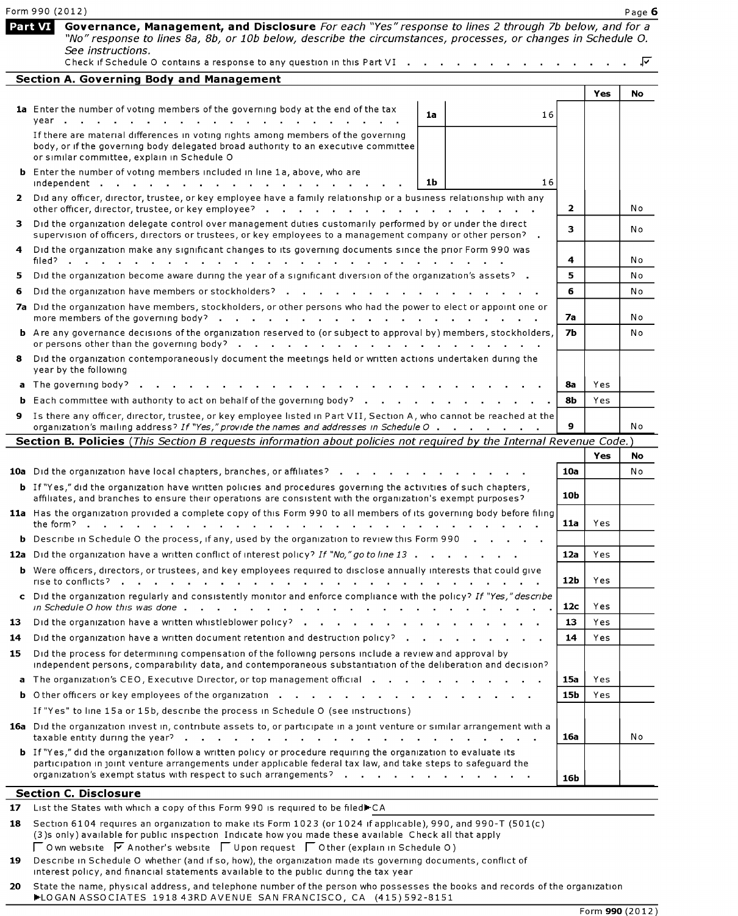Form 990 (2012) Page **6**

## Part VI Governance, Management, and Disclosure

*For each "Yes" response to lines 2 through 7b below, and for a "No" response to lines 8a, 8b, or 10b below, describe the circumstances, processes, or changes in Schedule O. See instructions.*

Check if Schedule O contains a response to any question in this Part VI . . . . . . . . . . . . . . . ☑

### Section A. Governing Body and Management

| | | | | | Yes | No |
|---|---|---|---|---|---|---|
| **1a** | Enter the number of voting members of the governing body at the end of the tax year | 1a | 16 | | | |
| | If there are material differences in voting rights among members of the governing body, or if the governing body delegated broad authority to an executive committee or similar committee, explain in Schedule O | | | | | |
| **b** | Enter the number of voting members included in line 1a, above, who are independent | 1b | 16 | | | |
| **2** | Did any officer, director, trustee, or key employee have a family relationship or a business relationship with any other officer, director, trustee, or key employee? | | | 2 | | No |
| **3** | Did the organization delegate control over management duties customarily performed by or under the direct supervision of officers, directors or trustees, or key employees to a management company or other person? | | | 3 | | No |
| **4** | Did the organization make any significant changes to its governing documents since the prior Form 990 was filed? | | | 4 | | No |
| **5** | Did the organization become aware during the year of a significant diversion of the organization's assets? | | | 5 | | No |
| **6** | Did the organization have members or stockholders? | | | 6 | | No |
| **7a** | Did the organization have members, stockholders, or other persons who had the power to elect or appoint one or more members of the governing body? | | | 7a | | No |
| **b** | Are any governance decisions of the organization reserved to (or subject to approval by) members, stockholders, or persons other than the governing body? | | | 7b | | No |
| **8** | Did the organization contemporaneously document the meetings held or written actions undertaken during the year by the following | | | | | |
| **a** | The governing body? | | | 8a | Yes | |
| **b** | Each committee with authority to act on behalf of the governing body? | | | 8b | Yes | |
| **9** | Is there any officer, director, trustee, or key employee listed in Part VII, Section A, who cannot be reached at the organization's mailing address? *If "Yes," provide the names and addresses in Schedule O* | | | 9 | | No |

### Section B. Policies *(This Section B requests information about policies not required by the Internal Revenue Code.)*

| | | | Yes | No |
|---|---|---|---|---|
| **10a** | Did the organization have local chapters, branches, or affiliates? | 10a | | No |
| **b** | If "Yes," did the organization have written policies and procedures governing the activities of such chapters, affiliates, and branches to ensure their operations are consistent with the organization's exempt purposes? | 10b | | |
| **11a** | Has the organization provided a complete copy of this Form 990 to all members of its governing body before filing the form? | 11a | Yes | |
| **b** | Describe in Schedule O the process, if any, used by the organization to review this Form 990 | | | |
| **12a** | Did the organization have a written conflict of interest policy? *If "No," go to line 13* | 12a | Yes | |
| **b** | Were officers, directors, or trustees, and key employees required to disclose annually interests that could give rise to conflicts? | 12b | Yes | |
| **c** | Did the organization regularly and consistently monitor and enforce compliance with the policy? *If "Yes," describe in Schedule O how this was done* | 12c | Yes | |
| **13** | Did the organization have a written whistleblower policy? | 13 | Yes | |
| **14** | Did the organization have a written document retention and destruction policy? | 14 | Yes | |
| **15** | Did the process for determining compensation of the following persons include a review and approval by independent persons, comparability data, and contemporaneous substantiation of the deliberation and decision? | | | |
| **a** | The organization's CEO, Executive Director, or top management official | 15a | Yes | |
| **b** | Other officers or key employees of the organization | 15b | Yes | |
| | If "Yes" to line 15a or 15b, describe the process in Schedule O (see instructions) | | | |
| **16a** | Did the organization invest in, contribute assets to, or participate in a joint venture or similar arrangement with a taxable entity during the year? | 16a | | No |
| **b** | If "Yes," did the organization follow a written policy or procedure requiring the organization to evaluate its participation in joint venture arrangements under applicable federal tax law, and take steps to safeguard the organization's exempt status with respect to such arrangements? | 16b | | |

### Section C. Disclosure

**17** List the States with which a copy of this Form 990 is required to be filed ►CA

**18** Section 6104 requires an organization to make its Form 1023 (or 1024 if applicable), 990, and 990-T (501(c)(3)s only) available for public inspection Indicate how you made these available Check all that apply

☐ Own website ☑ Another's website ☐ Upon request ☐ Other (explain in Schedule O)

**19** Describe in Schedule O whether (and if so, how), the organization made its governing documents, conflict of interest policy, and financial statements available to the public during the tax year

**20** State the name, physical address, and telephone number of the person who possesses the books and records of the organization ►LOGAN ASSOCIATES 1918 43RD AVENUE SAN FRANCISCO, CA (415)592-8151

Form **990** (2012)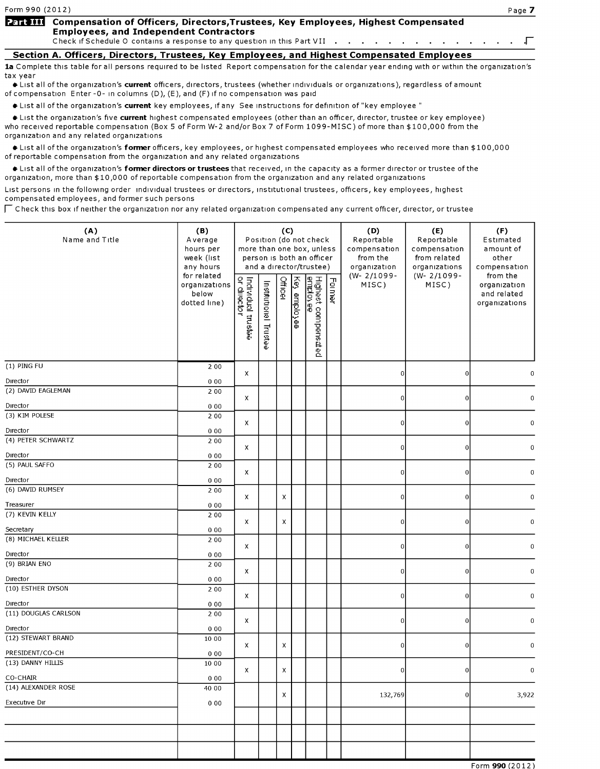Form 990 (2012)

## Part VII Compensation of Officers, Directors,Trustees, Key Employees, Highest Compensated Employees, and Independent Contractors

Check if Schedule O contains a response to any question in this Part VII . . . . . . . . . . . . . . . ☐

### Section A. Officers, Directors, Trustees, Key Employees, and Highest Compensated Employees

**1a** Complete this table for all persons required to be listed Report compensation for the calendar year ending with or within the organization's tax year

- List all of the organization's **current** officers, directors, trustees (whether individuals or organizations), regardless of amount of compensation Enter -0- in columns (D), (E), and (F) if no compensation was paid
- List all of the organization's **current** key employees, if any See instructions for definition of "key employee "
- List the organization's five **current** highest compensated employees (other than an officer, director, trustee or key employee) who received reportable compensation (Box 5 of Form W-2 and/or Box 7 of Form 1099-MISC) of more than $100,000 from the organization and any related organizations
- List all of the organization's **former** officers, key employees, or highest compensated employees who received more than $100,000 of reportable compensation from the organization and any related organizations
- List all of the organization's **former directors or trustees** that received, in the capacity as a former director or trustee of the organization, more than $10,000 of reportable compensation from the organization and any related organizations

List persons in the following order individual trustees or directors, institutional trustees, officers, key employees, highest compensated employees, and former such persons

☐ Check this box if neither the organization nor any related organization compensated any current officer, director, or trustee

| (A) Name and Title | (B) Average hours per week (list any hours for related organizations below dotted line) | (C) Position (do not check more than one box, unless person is both an officer and a director/trustee) | | | | | | (D) Reportable compensation from the organization (W- 2/1099-MISC) | (E) Reportable compensation from related organizations (W- 2/1099-MISC) | (F) Estimated amount of other compensation from the organization and related organizations |
|---|---|---|---|---|---|---|---|---|---|---|
| | | Individual trustee or director | Institutional Trustee | Officer | Key employee | Highest compensated employee | Former | | | |
| (1) PING FU<br>Director | 2 00<br>0 00 | X | | | | | | 0 | 0 | 0 |
| (2) DAVID EAGLEMAN<br>Director | 2 00<br>0 00 | X | | | | | | 0 | 0 | 0 |
| (3) KIM POLESE<br>Director | 2 00<br>0 00 | X | | | | | | 0 | 0 | 0 |
| (4) PETER SCHWARTZ<br>Director | 2 00<br>0 00 | X | | | | | | 0 | 0 | 0 |
| (5) PAUL SAFFO<br>Director | 2 00<br>0 00 | X | | | | | | 0 | 0 | 0 |
| (6) DAVID RUMSEY<br>Treasurer | 2 00<br>0 00 | X | | X | | | | 0 | 0 | 0 |
| (7) KEVIN KELLY<br>Secretary | 2 00<br>0 00 | X | | X | | | | 0 | 0 | 0 |
| (8) MICHAEL KELLER<br>Director | 2 00<br>0 00 | X | | | | | | 0 | 0 | 0 |
| (9) BRIAN ENO<br>Director | 2 00<br>0 00 | X | | | | | | 0 | 0 | 0 |
| (10) ESTHER DYSON<br>Director | 2 00<br>0 00 | X | | | | | | 0 | 0 | 0 |
| (11) DOUGLAS CARLSON<br>Director | 2 00<br>0 00 | X | | | | | | 0 | 0 | 0 |
| (12) STEWART BRAND<br>PRESIDENT/CO-CH | 10 00<br>0 00 | X | | X | | | | 0 | 0 | 0 |
| (13) DANNY HILLIS<br>CO-CHAIR | 10 00<br>0 00 | X | | X | | | | 0 | 0 | 0 |
| (14) ALEXANDER ROSE<br>Executive Dir | 40 00<br>0 00 | | | X | | | | 132,769 | 0 | 3,922 |
| | | | | | | | | | | |
| | | | | | | | | | | |
| | | | | | | | | | | |

Form **990** (2012)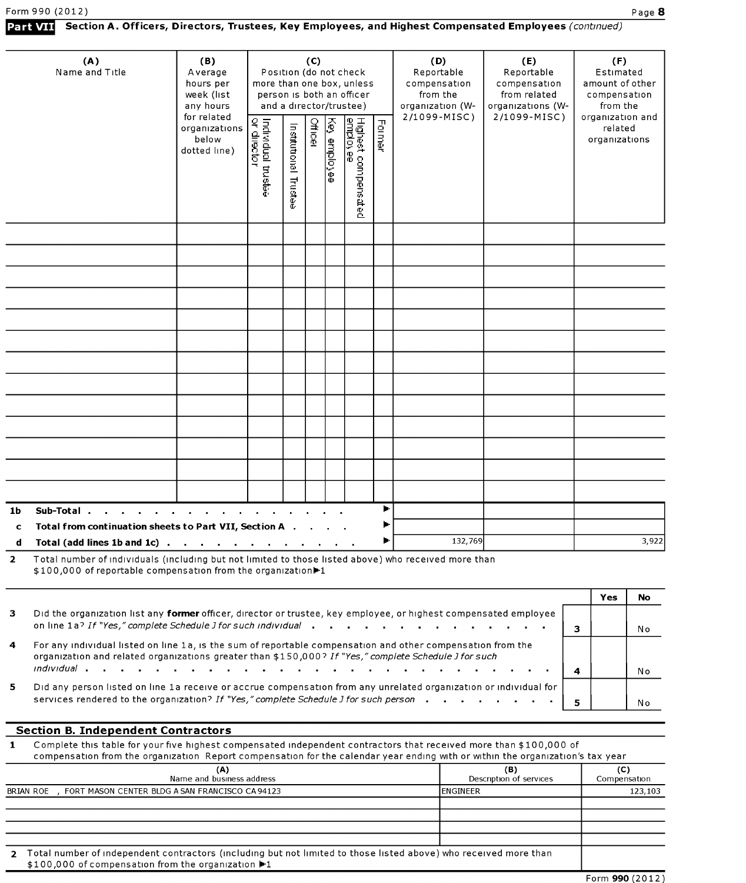**Part VII** **Section A. Officers, Directors, Trustees, Key Employees, and Highest Compensated Employees** *(continued)*

| (A) Name and Title | (B) Average hours per week (list any hours for related organizations below dotted line) | (C) Position (do not check more than one box, unless person is both an officer and a director/trustee) Individual trustee or director | Institutional Trustee | Officer | Key employee | Highest compensated employee | Former | (D) Reportable compensation from the organization (W-2/1099-MISC) | (E) Reportable compensation from related organizations (W-2/1099-MISC) | (F) Estimated amount of other compensation from the organization and related organizations |
|---|---|---|---|---|---|---|---|---|---|---|
| | | | | | | | | | | |
| | | | | | | | | | | |
| | | | | | | | | | | |
| | | | | | | | | | | |
| | | | | | | | | | | |
| | | | | | | | | | | |
| | | | | | | | | | | |
| | | | | | | | | | | |
| | | | | | | | | | | |
| | | | | | | | | | | |
| | | | | | | | | | | |
| | | | | | | | | | | |
| | | | | | | | | | | |

| | | (D) | (E) | (F) |
|---|---|---|---|---|
| **1b** | **Sub-Total** ▶ | | | |
| **c** | **Total from continuation sheets to Part VII, Section A** ▶ | | | |
| **d** | **Total (add lines 1b and 1c)** ▶ | 132,769 | | 3,922 |

**2** Total number of individuals (including but not limited to those listed above) who received more than $100,000 of reportable compensation from the organization ▶1

| | | | Yes | No |
|---|---|---|---|---|
| **3** | Did the organization list any **former** officer, director or trustee, key employee, or highest compensated employee on line 1a? *If "Yes," complete Schedule J for such individual* | 3 | | No |
| **4** | For any individual listed on line 1a, is the sum of reportable compensation and other compensation from the organization and related organizations greater than $150,000? *If "Yes," complete Schedule J for such individual* | 4 | | No |
| **5** | Did any person listed on line 1a receive or accrue compensation from any unrelated organization or individual for services rendered to the organization? *If "Yes," complete Schedule J for such person* | 5 | | No |

## Section B. Independent Contractors

**1** Complete this table for your five highest compensated independent contractors that received more than $100,000 of compensation from the organization Report compensation for the calendar year ending with or within the organization's tax year

| (A) Name and business address | (B) Description of services | (C) Compensation |
|---|---|---|
| BRIAN ROE , FORT MASON CENTER BLDG A SAN FRANCISCO CA 94123 | ENGINEER | 123,103 |
| | | |
| | | |
| | | |
| | | |

**2** Total number of independent contractors (including but not limited to those listed above) who received more than $100,000 of compensation from the organization ▶1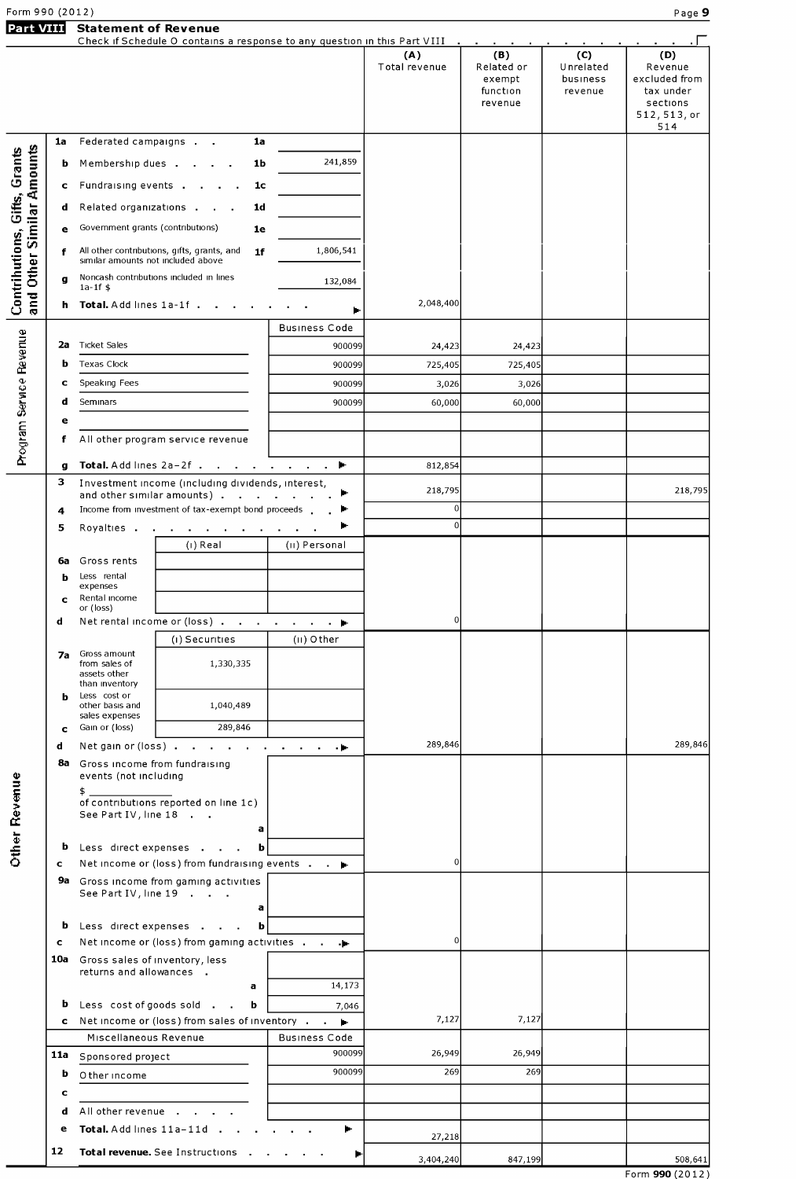## Part VIII Statement of Revenue

Check if Schedule O contains a response to any question in this Part VIII . . . . . . . . . . . . . . . . ☐

| | | | | (A) Total revenue | (B) Related or exempt function revenue | (C) Unrelated business revenue | (D) Revenue excluded from tax under sections 512, 513, or 514 |
|---|---|---|---|---|---|---|---|
| **Contributions, Gifts, Grants and Other Similar Amounts** | 1a | Federated campaigns . . . **1a** | | | | | |
| | b | Membership dues . . . . **1b** | 241,859 | | | | |
| | c | Fundraising events . . . . **1c** | | | | | |
| | d | Related organizations . . . **1d** | | | | | |
| | e | Government grants (contributions) **1e** | | | | | |
| | f | All other contributions, gifts, grants, and similar amounts not included above **1f** | 1,806,541 | | | | |
| | g | Noncash contributions included in lines 1a-1f $ | 132,084 | | | | |
| | h | **Total.** Add lines 1a-1f . . . . . . . ▶ | | 2,048,400 | | | |
| **Program Service Revenue** | | | Business Code | | | | |
| | 2a | Ticket Sales | 900099 | 24,423 | 24,423 | | |
| | b | Texas Clock | 900099 | 725,405 | 725,405 | | |
| | c | Speaking Fees | 900099 | 3,026 | 3,026 | | |
| | d | Seminars | 900099 | 60,000 | 60,000 | | |
| | e | | | | | | |
| | f | All other program service revenue | | | | | |
| | g | **Total.** Add lines 2a-2f . . . . . . . . ▶ | | 812,854 | | | |
| **Other Revenue** | 3 | Investment income (including dividends, interest, and other similar amounts) . . . . . . . ▶ | | 218,795 | | | 218,795 |
| | 4 | Income from investment of tax-exempt bond proceeds . . ▶ | | 0 | | | |
| | 5 | Royalties . . . . . . . . . . ▶ | | 0 | | | |
| | | (i) Real | (ii) Personal | | | | |
| | 6a | Gross rents | | | | | |
| | b | Less rental expenses | | | | | |
| | c | Rental income or (loss) | | | | | |
| | d | Net rental income or (loss) . . . . . . . ▶ | | 0 | | | |
| | | (i) Securities | (ii) Other | | | | |
| | 7a | Gross amount from sales of assets other than inventory: 1,330,335 | | | | | |
| | b | Less cost or other basis and sales expenses: 1,040,489 | | | | | |
| | c | Gain or (loss): 289,846 | | | | | |
| | d | Net gain or (loss) . . . . . . . . . ▶ | | 289,846 | | | 289,846 |
| | 8a | Gross income from fundraising events (not including $ ______ of contributions reported on line 1c) See Part IV, line 18 . . **a** | | | | | |
| | b | Less direct expenses . . . **b** | | | | | |
| | c | Net income or (loss) from fundraising events . . ▶ | | 0 | | | |
| | 9a | Gross income from gaming activities See Part IV, line 19 . . . **a** | | | | | |
| | b | Less direct expenses . . . **b** | | | | | |
| | c | Net income or (loss) from gaming activities . . ▶ | | 0 | | | |
| | 10a | Gross sales of inventory, less returns and allowances . **a** | 14,173 | | | | |
| | b | Less cost of goods sold . . **b** | 7,046 | | | | |
| | c | Net income or (loss) from sales of inventory . . ▶ | | 7,127 | 7,127 | | |
| | | Miscellaneous Revenue | Business Code | | | | |
| | 11a | Sponsored project | 900099 | 26,949 | 26,949 | | |
| | b | Other income | 900099 | 269 | 269 | | |
| | c | | | | | | |
| | d | All other revenue . . . . . | | | | | |
| | e | **Total.** Add lines 11a-11d . . . . . . ▶ | | 27,218 | | | |
| | 12 | **Total revenue.** See Instructions . . . . . ▶ | | 3,404,240 | 847,199 | | 508,641 |

Form **990** (2012)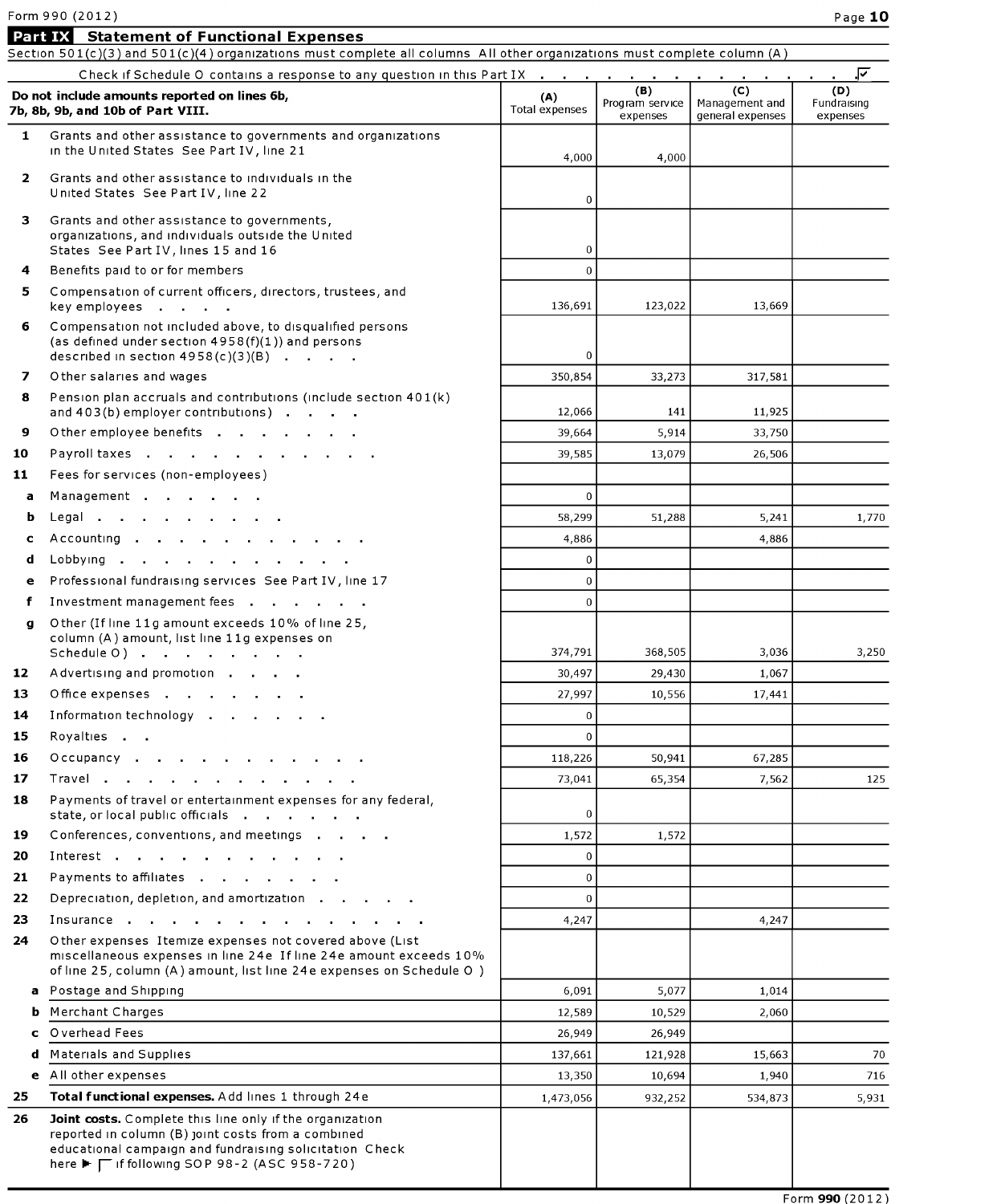## Part IX Statement of Functional Expenses

Section 501(c)(3) and 501(c)(4) organizations must complete all columns All other organizations must complete column (A)

Check if Schedule O contains a response to any question in this Part IX . . . . . . . . . . . . . . ☑

| Do not include amounts reported on lines 6b, 7b, 8b, 9b, and 10b of Part VIII. | (A) Total expenses | (B) Program service expenses | (C) Management and general expenses | (D) Fundraising expenses |
|---|---|---|---|---|
| 1 Grants and other assistance to governments and organizations in the United States See Part IV, line 21 | 4,000 | 4,000 | | |
| 2 Grants and other assistance to individuals in the United States See Part IV, line 22 | 0 | | | |
| 3 Grants and other assistance to governments, organizations, and individuals outside the United States See Part IV, lines 15 and 16 | 0 | | | |
| 4 Benefits paid to or for members | 0 | | | |
| 5 Compensation of current officers, directors, trustees, and key employees . . . . | 136,691 | 123,022 | 13,669 | |
| 6 Compensation not included above, to disqualified persons (as defined under section 4958(f)(1)) and persons described in section 4958(c)(3)(B) . . . . | 0 | | | |
| 7 Other salaries and wages | 350,854 | 33,273 | 317,581 | |
| 8 Pension plan accruals and contributions (include section 401(k) and 403(b) employer contributions) . . . . | 12,066 | 141 | 11,925 | |
| 9 Other employee benefits . . . . . . . . | 39,664 | 5,914 | 33,750 | |
| 10 Payroll taxes . . . . . . . . . . . . | 39,585 | 13,079 | 26,506 | |
| 11 Fees for services (non-employees) | | | | |
| a Management . . . . . . | 0 | | | |
| b Legal . . . . . . . . . . | 58,299 | 51,288 | 5,241 | 1,770 |
| c Accounting . . . . . . . . . . . . | 4,886 | | 4,886 | |
| d Lobbying . . . . . . . . . . . . | 0 | | | |
| e Professional fundraising services See Part IV, line 17 | 0 | | | |
| f Investment management fees . . . . . . | 0 | | | |
| g Other (If line 11g amount exceeds 10% of line 25, column (A) amount, list line 11g expenses on Schedule O) . . . . . . . . | 374,791 | 368,505 | 3,036 | 3,250 |
| 12 Advertising and promotion . . . . | 30,497 | 29,430 | 1,067 | |
| 13 Office expenses . . . . . . . . | 27,997 | 10,556 | 17,441 | |
| 14 Information technology . . . . . . | 0 | | | |
| 15 Royalties . . | 0 | | | |
| 16 Occupancy . . . . . . . . . . . . | 118,226 | 50,941 | 67,285 | |
| 17 Travel . . . . . . . . . . . . . | 73,041 | 65,354 | 7,562 | 125 |
| 18 Payments of travel or entertainment expenses for any federal, state, or local public officials . . . . . . | 0 | | | |
| 19 Conferences, conventions, and meetings . . . . | 1,572 | 1,572 | | |
| 20 Interest . . . . . . . . . . . . | 0 | | | |
| 21 Payments to affiliates . . . . . . . . | 0 | | | |
| 22 Depreciation, depletion, and amortization . . . . . | 0 | | | |
| 23 Insurance . . . . . . . . . . . . . . . | 4,247 | | 4,247 | |
| 24 Other expenses Itemize expenses not covered above (List miscellaneous expenses in line 24e If line 24e amount exceeds 10% of line 25, column (A) amount, list line 24e expenses on Schedule O ) | | | | |
| a Postage and Shipping | 6,091 | 5,077 | 1,014 | |
| b Merchant Charges | 12,589 | 10,529 | 2,060 | |
| c Overhead Fees | 26,949 | 26,949 | | |
| d Materials and Supplies | 137,661 | 121,928 | 15,663 | 70 |
| e All other expenses | 13,350 | 10,694 | 1,940 | 716 |
| 25 **Total functional expenses.** Add lines 1 through 24e | 1,473,056 | 932,252 | 534,873 | 5,931 |
| 26 **Joint costs.** Complete this line only if the organization reported in column (B) joint costs from a combined educational campaign and fundraising solicitation Check here ▶ ☐ if following SOP 98-2 (ASC 958-720) | | | | |

Form **990** (2012)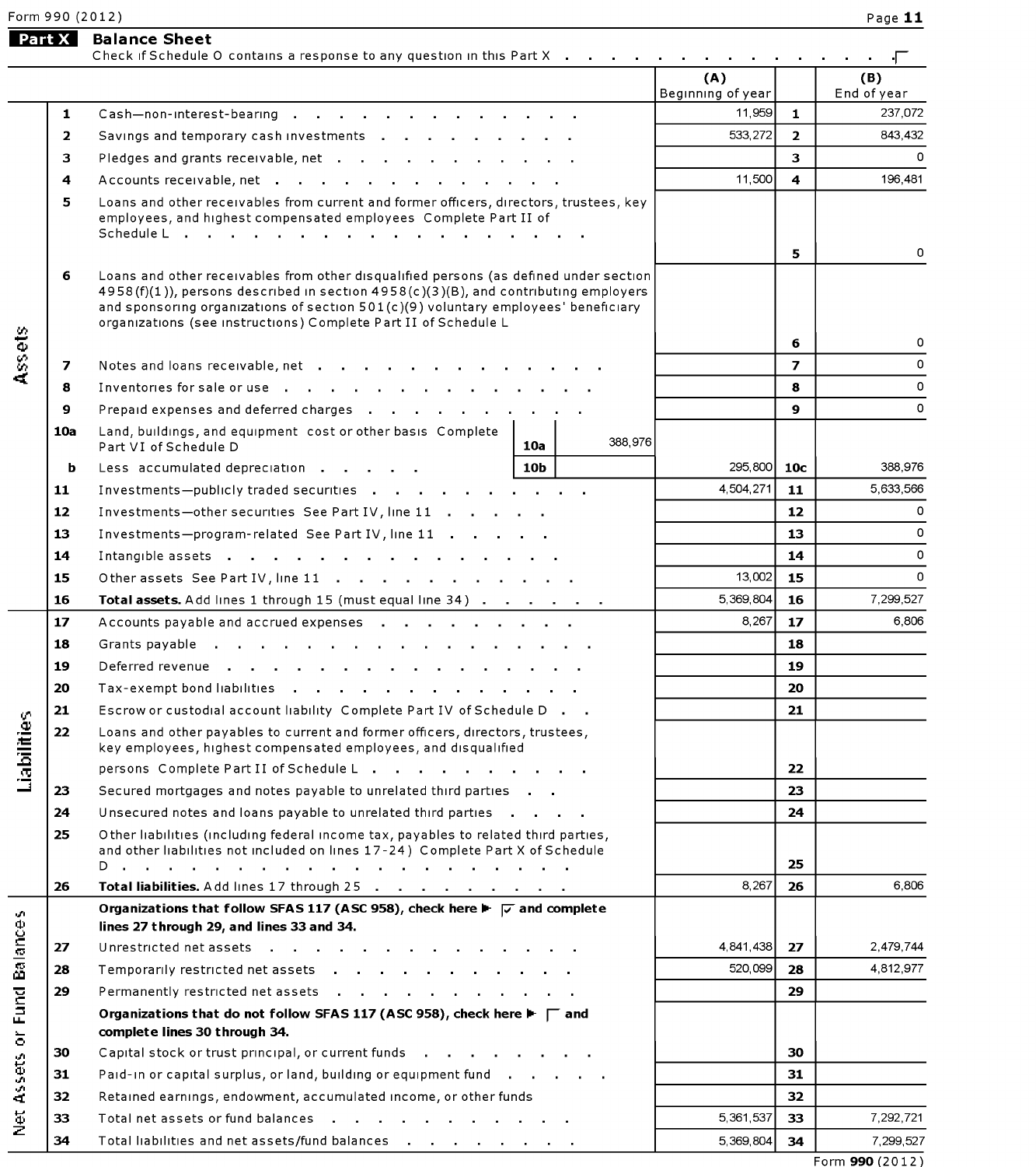## Part X Balance Sheet

Check if Schedule O contains a response to any question in this Part X . . . . . . . . . . . . . . . . ☐

| | | | | | (A) Beginning of year | | (B) End of year |
|---|---|---|---|---|---|---|---|
| Assets | 1 | Cash—non-interest-bearing | | | 11,959 | 1 | 237,072 |
| | 2 | Savings and temporary cash investments | | | 533,272 | 2 | 843,432 |
| | 3 | Pledges and grants receivable, net | | | | 3 | 0 |
| | 4 | Accounts receivable, net | | | 11,500 | 4 | 196,481 |
| | 5 | Loans and other receivables from current and former officers, directors, trustees, key employees, and highest compensated employees Complete Part II of Schedule L | | | | 5 | 0 |
| | 6 | Loans and other receivables from other disqualified persons (as defined under section 4958(f)(1)), persons described in section 4958(c)(3)(B), and contributing employers and sponsoring organizations of section 501(c)(9) voluntary employees' beneficiary organizations (see instructions) Complete Part II of Schedule L | | | | 6 | 0 |
| | 7 | Notes and loans receivable, net | | | | 7 | 0 |
| | 8 | Inventories for sale or use | | | | 8 | 0 |
| | 9 | Prepaid expenses and deferred charges | | | | 9 | 0 |
| | 10a | Land, buildings, and equipment cost or other basis Complete Part VI of Schedule D | 10a | 388,976 | | | |
| | b | Less accumulated depreciation | 10b | | 295,800 | 10c | 388,976 |
| | 11 | Investments—publicly traded securities | | | 4,504,271 | 11 | 5,633,566 |
| | 12 | Investments—other securities See Part IV, line 11 | | | | 12 | 0 |
| | 13 | Investments—program-related See Part IV, line 11 | | | | 13 | 0 |
| | 14 | Intangible assets | | | | 14 | 0 |
| | 15 | Other assets See Part IV, line 11 | | | 13,002 | 15 | 0 |
| | 16 | **Total assets.** Add lines 1 through 15 (must equal line 34) | | | 5,369,804 | 16 | 7,299,527 |
| Liabilities | 17 | Accounts payable and accrued expenses | | | 8,267 | 17 | 6,806 |
| | 18 | Grants payable | | | | 18 | |
| | 19 | Deferred revenue | | | | 19 | |
| | 20 | Tax-exempt bond liabilities | | | | 20 | |
| | 21 | Escrow or custodial account liability Complete Part IV of Schedule D | | | | 21 | |
| | 22 | Loans and other payables to current and former officers, directors, trustees, key employees, highest compensated employees, and disqualified persons Complete Part II of Schedule L | | | | 22 | |
| | 23 | Secured mortgages and notes payable to unrelated third parties | | | | 23 | |
| | 24 | Unsecured notes and loans payable to unrelated third parties | | | | 24 | |
| | 25 | Other liabilities (including federal income tax, payables to related third parties, and other liabilities not included on lines 17-24) Complete Part X of Schedule D | | | | 25 | |
| | 26 | **Total liabilities.** Add lines 17 through 25 | | | 8,267 | 26 | 6,806 |
| Net Assets or Fund Balances | | **Organizations that follow SFAS 117 (ASC 958), check here ▶ ☑ and complete lines 27 through 29, and lines 33 and 34.** | | | | | |
| | 27 | Unrestricted net assets | | | 4,841,438 | 27 | 2,479,744 |
| | 28 | Temporarily restricted net assets | | | 520,099 | 28 | 4,812,977 |
| | 29 | Permanently restricted net assets | | | | 29 | |
| | | **Organizations that do not follow SFAS 117 (ASC 958), check here ▶ ☐ and complete lines 30 through 34.** | | | | | |
| | 30 | Capital stock or trust principal, or current funds | | | | 30 | |
| | 31 | Paid-in or capital surplus, or land, building or equipment fund | | | | 31 | |
| | 32 | Retained earnings, endowment, accumulated income, or other funds | | | | 32 | |
| | 33 | Total net assets or fund balances | | | 5,361,537 | 33 | 7,292,721 |
| | 34 | Total liabilities and net assets/fund balances | | | 5,369,804 | 34 | 7,299,527 |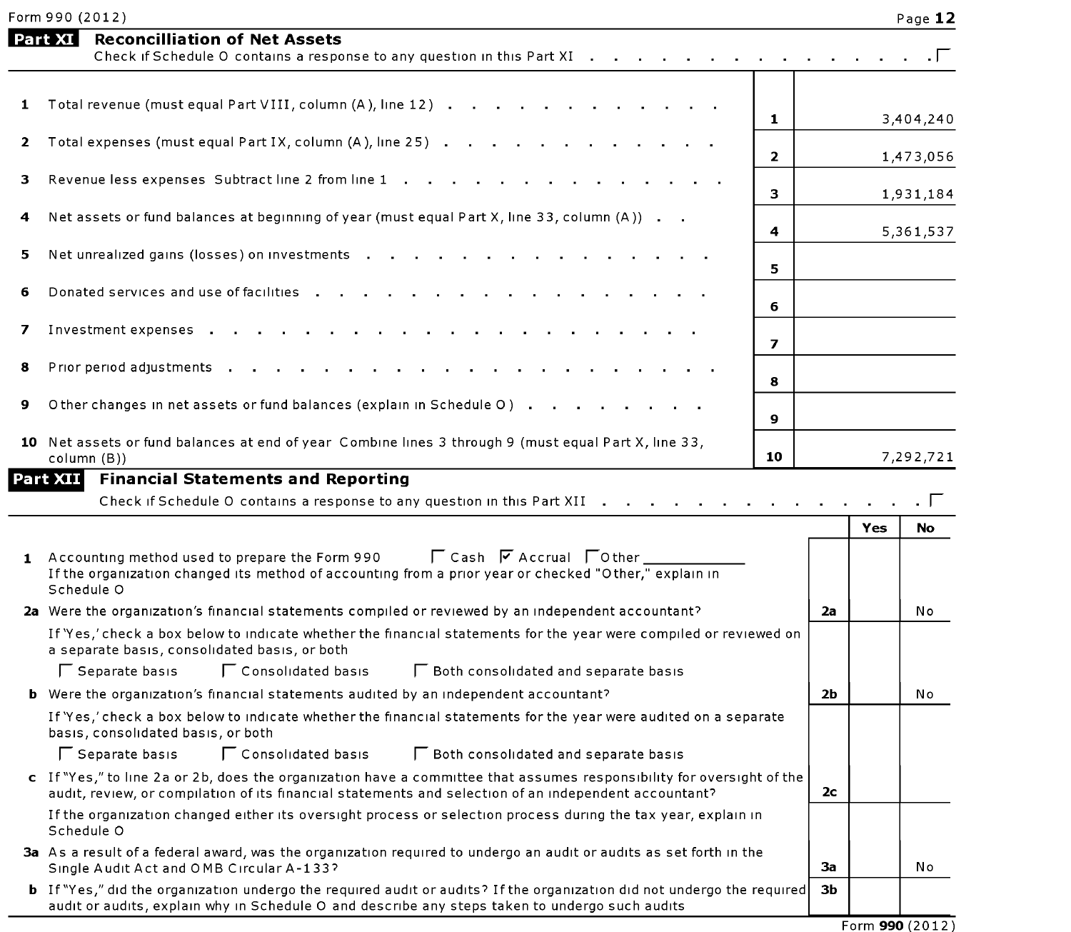Form 990 (2012)

## Part XI Reconcilliation of Net Assets

Check if Schedule O contains a response to any question in this Part XI . . . . . . . . . . . . . . . . ☐

| | | | |
|---|---|---|---|
| 1 | Total revenue (must equal Part VIII, column (A), line 12) | 1 | 3,404,240 |
| 2 | Total expenses (must equal Part IX, column (A), line 25) | 2 | 1,473,056 |
| 3 | Revenue less expenses Subtract line 2 from line 1 | 3 | 1,931,184 |
| 4 | Net assets or fund balances at beginning of year (must equal Part X, line 33, column (A)) | 4 | 5,361,537 |
| 5 | Net unrealized gains (losses) on investments | 5 | |
| 6 | Donated services and use of facilities | 6 | |
| 7 | Investment expenses | 7 | |
| 8 | Prior period adjustments | 8 | |
| 9 | Other changes in net assets or fund balances (explain in Schedule O) | 9 | |
| 10 | Net assets or fund balances at end of year Combine lines 3 through 9 (must equal Part X, line 33, column (B)) | 10 | 7,292,721 |

## Part XII Financial Statements and Reporting

Check if Schedule O contains a response to any question in this Part XII . . . . . . . . . . . . . . . . ☐

| | | | Yes | No |
|---|---|---|---|---|
| 1 | Accounting method used to prepare the Form 990 ☐ Cash ☑ Accrual ☐ Other ____________<br>If the organization changed its method of accounting from a prior year or checked "Other," explain in Schedule O | | | |
| 2a | Were the organization's financial statements compiled or reviewed by an independent accountant? | 2a | | No |
| | If 'Yes,' check a box below to indicate whether the financial statements for the year were compiled or reviewed on a separate basis, consolidated basis, or both<br>☐ Separate basis ☐ Consolidated basis ☐ Both consolidated and separate basis | | | |
| b | Were the organization's financial statements audited by an independent accountant? | 2b | | No |
| | If 'Yes,' check a box below to indicate whether the financial statements for the year were audited on a separate basis, consolidated basis, or both<br>☐ Separate basis ☐ Consolidated basis ☐ Both consolidated and separate basis | | | |
| c | If "Yes," to line 2a or 2b, does the organization have a committee that assumes responsibility for oversight of the audit, review, or compilation of its financial statements and selection of an independent accountant? | 2c | | |
| | If the organization changed either its oversight process or selection process during the tax year, explain in Schedule O | | | |
| 3a | As a result of a federal award, was the organization required to undergo an audit or audits as set forth in the Single Audit Act and OMB Circular A-133? | 3a | | No |
| b | If "Yes," did the organization undergo the required audit or audits? If the organization did not undergo the required audit or audits, explain why in Schedule O and describe any steps taken to undergo such audits | 3b | | |

Form **990** (2012)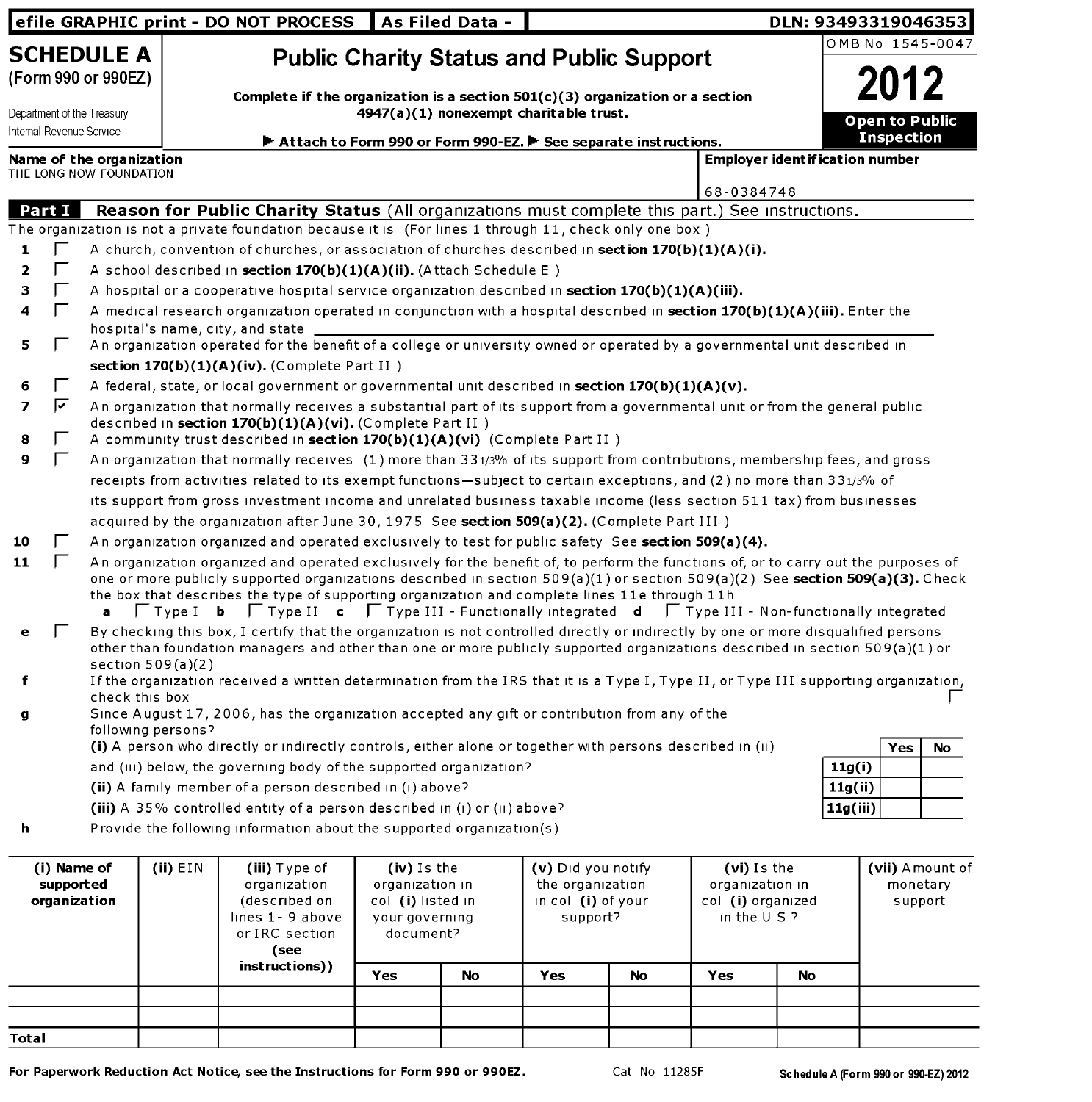efile GRAPHIC print - DO NOT PROCESS | As Filed Data - | DLN: 93493319046353

# SCHEDULE A
(Form 990 or 990EZ)

Department of the Treasury
Internal Revenue Service

## Public Charity Status and Public Support

**Complete if the organization is a section 501(c)(3) organization or a section 4947(a)(1) nonexempt charitable trust.**

▶ **Attach to Form 990 or Form 990-EZ.** ▶ **See separate instructions.**

OMB No 1545-0047

**2012**

**Open to Public Inspection**

**Name of the organization**
THE LONG NOW FOUNDATION

**Employer identification number**
68-0384748

## Part I Reason for Public Charity Status (All organizations must complete this part.) See instructions.

The organization is not a private foundation because it is (For lines 1 through 11, check only one box )

1. ☐ A church, convention of churches, or association of churches described in **section 170(b)(1)(A)(i).**
2. ☐ A school described in **section 170(b)(1)(A)(ii).** (Attach Schedule E )
3. ☐ A hospital or a cooperative hospital service organization described in **section 170(b)(1)(A)(iii).**
4. ☐ A medical research organization operated in conjunction with a hospital described in **section 170(b)(1)(A)(iii).** Enter the hospital's name, city, and state
5. ☐ An organization operated for the benefit of a college or university owned or operated by a governmental unit described in **section 170(b)(1)(A)(iv).** (Complete Part II )
6. ☐ A federal, state, or local government or governmental unit described in **section 170(b)(1)(A)(v).**
7. ☑ An organization that normally receives a substantial part of its support from a governmental unit or from the general public described in **section 170(b)(1)(A)(vi).** (Complete Part II )
8. ☐ A community trust described in **section 170(b)(1)(A)(vi)** (Complete Part II )
9. ☐ An organization that normally receives (1) more than 33 1/3% of its support from contributions, membership fees, and gross receipts from activities related to its exempt functions—subject to certain exceptions, and (2) no more than 33 1/3% of its support from gross investment income and unrelated business taxable income (less section 511 tax) from businesses acquired by the organization after June 30, 1975 See **section 509(a)(2).** (Complete Part III )
10. ☐ An organization organized and operated exclusively to test for public safety See **section 509(a)(4).**
11. ☐ An organization organized and operated exclusively for the benefit of, to perform the functions of, or to carry out the purposes of one or more publicly supported organizations described in section 509(a)(1) or section 509(a)(2) See **section 509(a)(3).** Check the box that describes the type of supporting organization and complete lines 11e through 11h
    **a** ☐ Type I **b** ☐ Type II **c** ☐ Type III - Functionally integrated **d** ☐ Type III - Non-functionally integrated

**e** ☐ By checking this box, I certify that the organization is not controlled directly or indirectly by one or more disqualified persons other than foundation managers and other than one or more publicly supported organizations described in section 509(a)(1) or section 509(a)(2)

**f** If the organization received a written determination from the IRS that it is a Type I, Type II, or Type III supporting organization, check this box ☐

**g** Since August 17, 2006, has the organization accepted any gift or contribution from any of the following persons?

| | | Yes | No |
|---|---|---|---|
| **(i)** A person who directly or indirectly controls, either alone or together with persons described in (ii) and (iii) below, the governing body of the supported organization? | 11g(i) | | |
| **(ii)** A family member of a person described in (i) above? | 11g(ii) | | |
| **(iii)** A 35% controlled entity of a person described in (i) or (ii) above? | 11g(iii) | | |

**h** Provide the following information about the supported organization(s)

| (i) Name of supported organization | (ii) EIN | (iii) Type of organization (described on lines 1- 9 above or IRC section (see instructions)) | (iv) Is the organization in col (i) listed in your governing document? | | (v) Did you notify the organization in col (i) of your support? | | (vi) Is the organization in col (i) organized in the U S ? | | (vii) Amount of monetary support |
|---|---|---|---|---|---|---|---|---|---|
| | | | Yes | No | Yes | No | Yes | No | |
| | | | | | | | | | |
| | | | | | | | | | |
| **Total** | | | | | | | | | |

**For Paperwork Reduction Act Notice, see the Instructions for Form 990 or 990EZ.** Cat No 11285F **Schedule A (Form 990 or 990-EZ) 2012**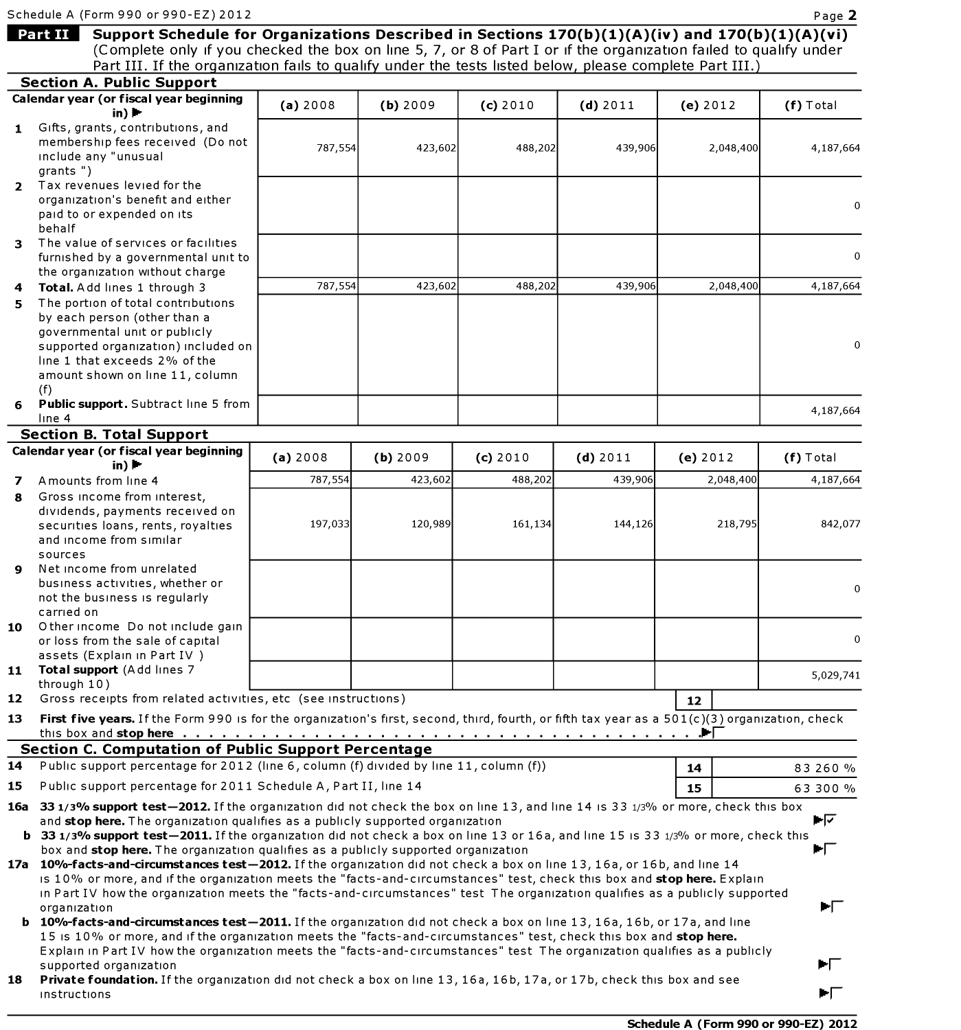Schedule A (Form 990 or 990-EZ) 2012

## Part II Support Schedule for Organizations Described in Sections 170(b)(1)(A)(iv) and 170(b)(1)(A)(vi)

(Complete only if you checked the box on line 5, 7, or 8 of Part I or if the organization failed to qualify under Part III. If the organization fails to qualify under the tests listed below, please complete Part III.)

### Section A. Public Support

| Calendar year (or fiscal year beginning in) ► | (a) 2008 | (b) 2009 | (c) 2010 | (d) 2011 | (e) 2012 | (f) Total |
|---|---|---|---|---|---|---|
| **1** Gifts, grants, contributions, and membership fees received (Do not include any "unusual grants ") | 787,554 | 423,602 | 488,202 | 439,906 | 2,048,400 | 4,187,664 |
| **2** Tax revenues levied for the organization's benefit and either paid to or expended on its behalf | | | | | | 0 |
| **3** The value of services or facilities furnished by a governmental unit to the organization without charge | | | | | | 0 |
| **4** **Total.** Add lines 1 through 3 | 787,554 | 423,602 | 488,202 | 439,906 | 2,048,400 | 4,187,664 |
| **5** The portion of total contributions by each person (other than a governmental unit or publicly supported organization) included on line 1 that exceeds 2% of the amount shown on line 11, column (f) | | | | | | 0 |
| **6** **Public support.** Subtract line 5 from line 4 | | | | | | 4,187,664 |

### Section B. Total Support

| Calendar year (or fiscal year beginning in) ► | (a) 2008 | (b) 2009 | (c) 2010 | (d) 2011 | (e) 2012 | (f) Total |
|---|---|---|---|---|---|---|
| **7** Amounts from line 4 | 787,554 | 423,602 | 488,202 | 439,906 | 2,048,400 | 4,187,664 |
| **8** Gross income from interest, dividends, payments received on securities loans, rents, royalties and income from similar sources | 197,033 | 120,989 | 161,134 | 144,126 | 218,795 | 842,077 |
| **9** Net income from unrelated business activities, whether or not the business is regularly carried on | | | | | | 0 |
| **10** Other income Do not include gain or loss from the sale of capital assets (Explain in Part IV ) | | | | | | 0 |
| **11** **Total support** (Add lines 7 through 10) | | | | | | 5,029,741 |

**12** Gross receipts from related activities, etc (see instructions) | **12** |

**13** **First five years.** If the Form 990 is for the organization's first, second, third, fourth, or fifth tax year as a 501(c)(3) organization, check this box and **stop here** . . . ► ☐

### Section C. Computation of Public Support Percentage

| | | | |
|---|---|---|---|
| **14** | Public support percentage for 2012 (line 6, column (f) divided by line 11, column (f)) | **14** | 83 260 % |
| **15** | Public support percentage for 2011 Schedule A, Part II, line 14 | **15** | 63 300 % |

**16a** **33 1/3% support test—2012.** If the organization did not check the box on line 13, and line 14 is 33 1/3% or more, check this box and **stop here.** The organization qualifies as a publicly supported organization ► ☑

**b** **33 1/3% support test—2011.** If the organization did not check a box on line 13 or 16a, and line 15 is 33 1/3% or more, check this box and **stop here.** The organization qualifies as a publicly supported organization ► ☐

**17a** **10%-facts-and-circumstances test—2012.** If the organization did not check a box on line 13, 16a, or 16b, and line 14 is 10% or more, and if the organization meets the "facts-and-circumstances" test, check this box and **stop here.** Explain in Part IV how the organization meets the "facts-and-circumstances" test The organization qualifies as a publicly supported organization ► ☐

**b** **10%-facts-and-circumstances test—2011.** If the organization did not check a box on line 13, 16a, 16b, or 17a, and line 15 is 10% or more, and if the organization meets the "facts-and-circumstances" test, check this box and **stop here.** Explain in Part IV how the organization meets the "facts-and-circumstances" test The organization qualifies as a publicly supported organization ► ☐

**18** **Private foundation.** If the organization did not check a box on line 13, 16a, 16b, 17a, or 17b, check this box and see instructions ► ☐

**Schedule A (Form 990 or 990-EZ) 2012**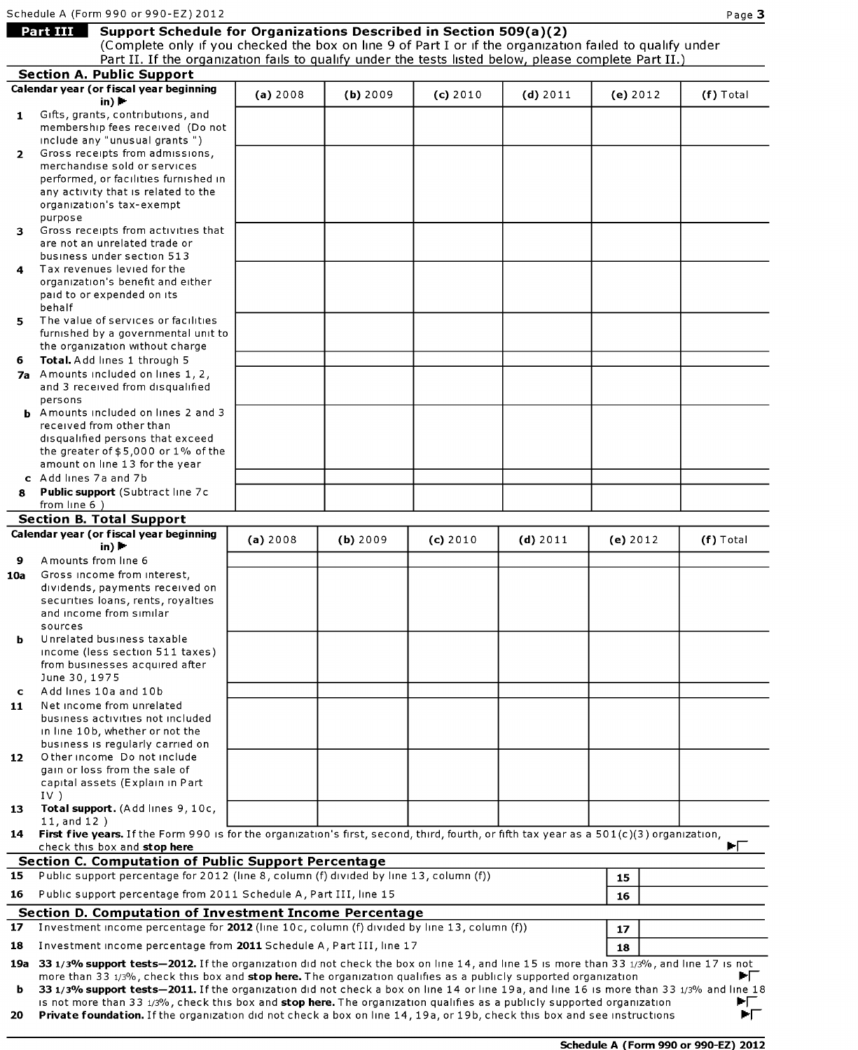Schedule A (Form 990 or 990-EZ) 2012

## Part III Support Schedule for Organizations Described in Section 509(a)(2)

(Complete only if you checked the box on line 9 of Part I or if the organization failed to qualify under Part II. If the organization fails to qualify under the tests listed below, please complete Part II.)

### Section A. Public Support

| Calendar year (or fiscal year beginning in) ► | (a) 2008 | (b) 2009 | (c) 2010 | (d) 2011 | (e) 2012 | (f) Total |
|---|---|---|---|---|---|---|
| 1 Gifts, grants, contributions, and membership fees received (Do not include any "unusual grants ") | | | | | | |
| 2 Gross receipts from admissions, merchandise sold or services performed, or facilities furnished in any activity that is related to the organization's tax-exempt purpose | | | | | | |
| 3 Gross receipts from activities that are not an unrelated trade or business under section 513 | | | | | | |
| 4 Tax revenues levied for the organization's benefit and either paid to or expended on its behalf | | | | | | |
| 5 The value of services or facilities furnished by a governmental unit to the organization without charge | | | | | | |
| 6 **Total.** Add lines 1 through 5 | | | | | | |
| 7a Amounts included on lines 1, 2, and 3 received from disqualified persons | | | | | | |
| b Amounts included on lines 2 and 3 received from other than disqualified persons that exceed the greater of $5,000 or 1% of the amount on line 13 for the year | | | | | | |
| c Add lines 7a and 7b | | | | | | |
| 8 **Public support** (Subtract line 7c from line 6 ) | | | | | | |

### Section B. Total Support

| Calendar year (or fiscal year beginning in) ► | (a) 2008 | (b) 2009 | (c) 2010 | (d) 2011 | (e) 2012 | (f) Total |
|---|---|---|---|---|---|---|
| 9 Amounts from line 6 | | | | | | |
| 10a Gross income from interest, dividends, payments received on securities loans, rents, royalties and income from similar sources | | | | | | |
| b Unrelated business taxable income (less section 511 taxes) from businesses acquired after June 30, 1975 | | | | | | |
| c Add lines 10a and 10b | | | | | | |
| 11 Net income from unrelated business activities not included in line 10b, whether or not the business is regularly carried on | | | | | | |
| 12 Other income Do not include gain or loss from the sale of capital assets (Explain in Part IV ) | | | | | | |
| 13 **Total support.** (Add lines 9, 10c, 11, and 12 ) | | | | | | |

14 **First five years.** If the Form 990 is for the organization's first, second, third, fourth, or fifth tax year as a 501(c)(3) organization, check this box and **stop here** ►☐

### Section C. Computation of Public Support Percentage

| | | | |
|---|---|---|---|
| 15 | Public support percentage for 2012 (line 8, column (f) divided by line 13, column (f)) | 15 | |
| 16 | Public support percentage from 2011 Schedule A, Part III, line 15 | 16 | |

### Section D. Computation of Investment Income Percentage

| | | | |
|---|---|---|---|
| 17 | Investment income percentage for **2012** (line 10c, column (f) divided by line 13, column (f)) | 17 | |
| 18 | Investment income percentage from **2011** Schedule A, Part III, line 17 | 18 | |

19a **33 1/3% support tests—2012.** If the organization did not check the box on line 14, and line 15 is more than 33 1/3%, and line 17 is not more than 33 1/3%, check this box and **stop here.** The organization qualifies as a publicly supported organization ►☐

b **33 1/3% support tests—2011.** If the organization did not check a box on line 14 or line 19a, and line 16 is more than 33 1/3% and line 18 is not more than 33 1/3%, check this box and **stop here.** The organization qualifies as a publicly supported organization ►☐

20 **Private foundation.** If the organization did not check a box on line 14, 19a, or 19b, check this box and see instructions ►☐

**Schedule A (Form 990 or 990-EZ) 2012**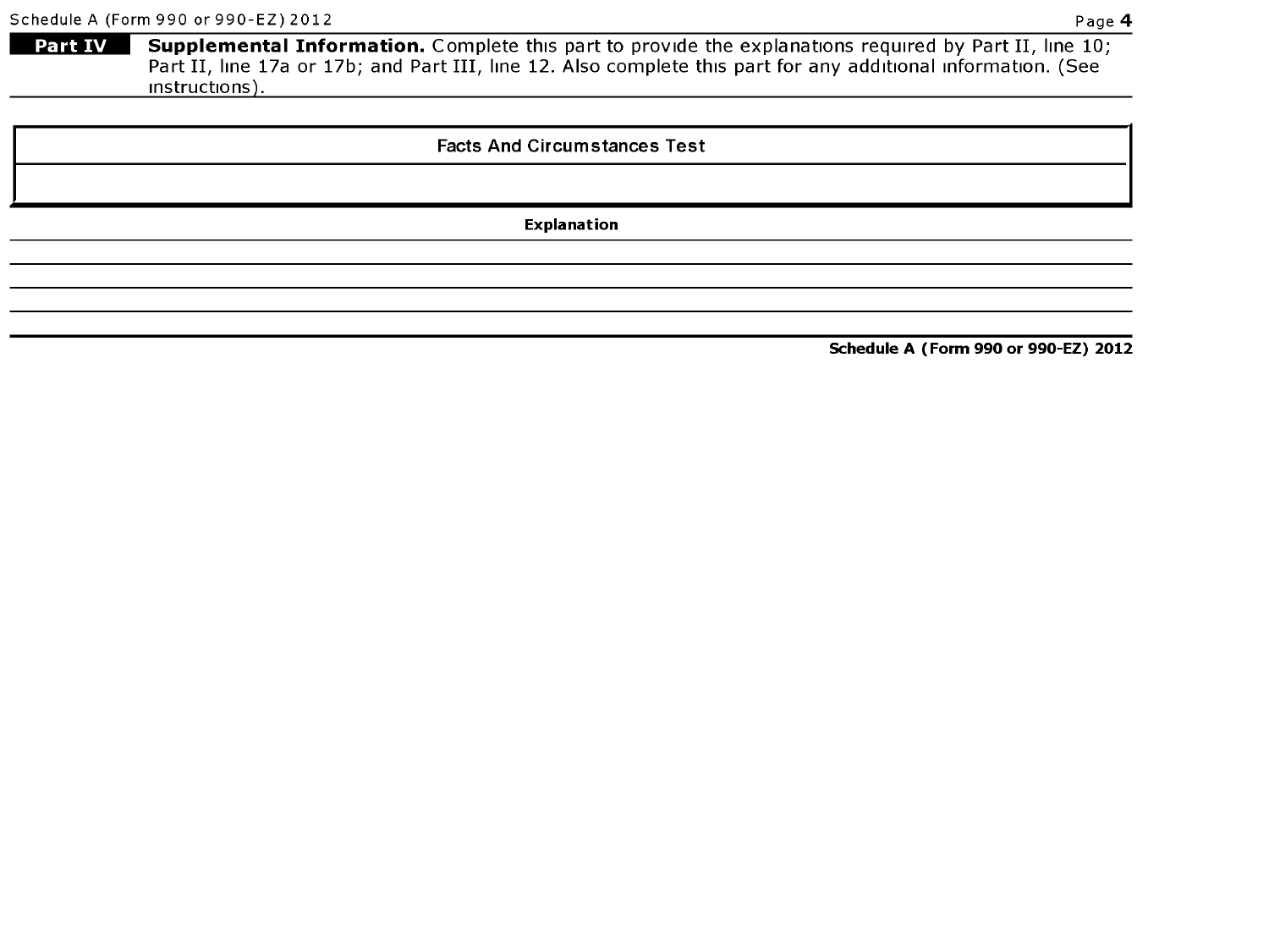**Part IV** **Supplemental Information.** Complete this part to provide the explanations required by Part II, line 10; Part II, line 17a or 17b; and Part III, line 12. Also complete this part for any additional information. (See instructions).

| Facts And Circumstances Test |
| --- |
| |

| Explanation |
| --- |
| |
| |
| |
| |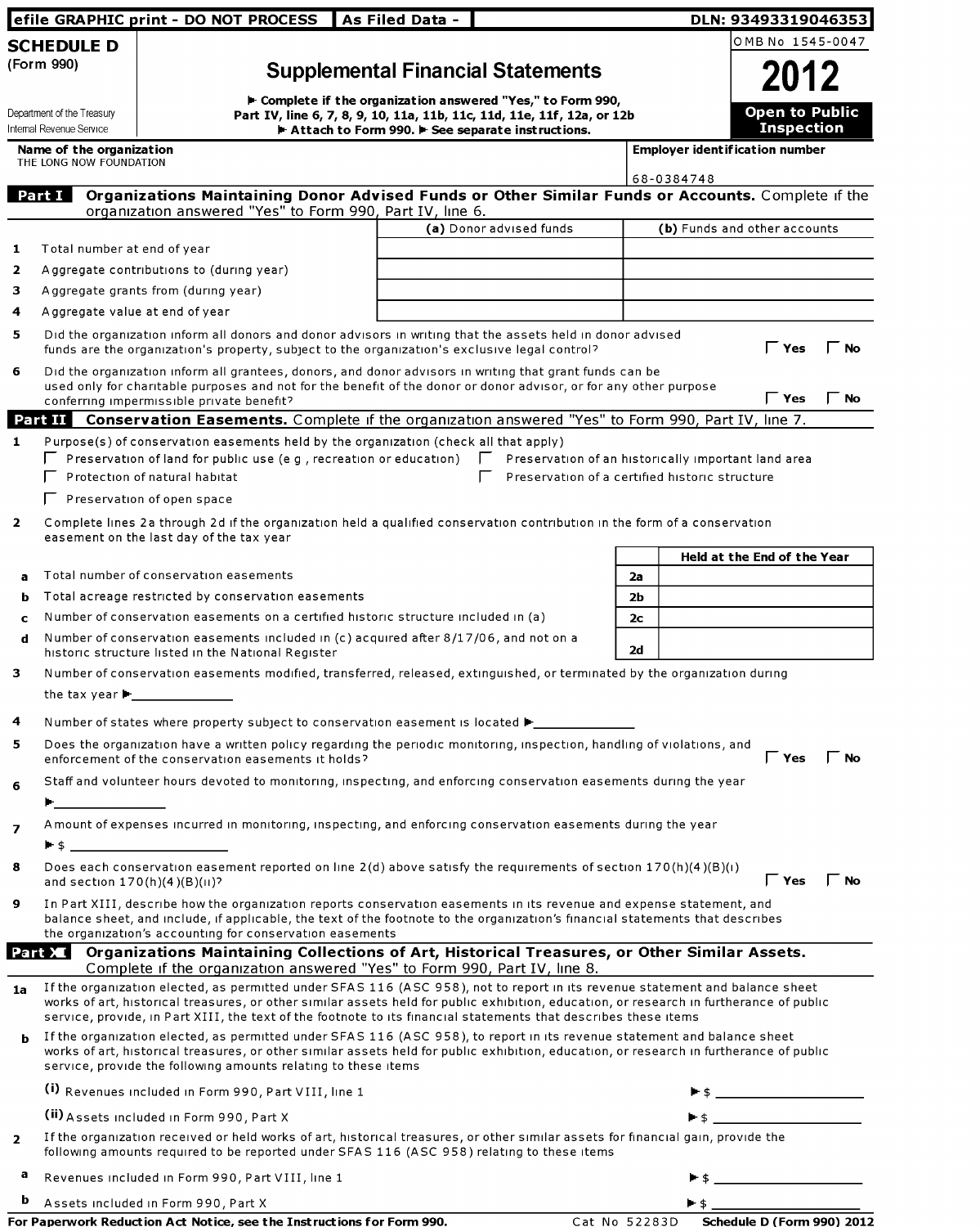efile GRAPHIC print - DO NOT PROCESS | As Filed Data - | DLN: 93493319046353

# SCHEDULE D (Form 990)

## Supplemental Financial Statements

OMB No 1545-0047

**2012**

**Open to Public Inspection**

Department of the Treasury
Internal Revenue Service

► Complete if the organization answered "Yes," to Form 990, Part IV, line 6, 7, 8, 9, 10, 11a, 11b, 11c, 11d, 11e, 11f, 12a, or 12b
► Attach to Form 990. ► See separate instructions.

**Name of the organization**
THE LONG NOW FOUNDATION

**Employer identification number**
68-0384748

### Part I Organizations Maintaining Donor Advised Funds or Other Similar Funds or Accounts. Complete if the organization answered "Yes" to Form 990, Part IV, line 6.

| | | (a) Donor advised funds | (b) Funds and other accounts |
|---|---|---|---|
| 1 | Total number at end of year | | |
| 2 | Aggregate contributions to (during year) | | |
| 3 | Aggregate grants from (during year) | | |
| 4 | Aggregate value at end of year | | |

5 Did the organization inform all donors and donor advisors in writing that the assets held in donor advised funds are the organization's property, subject to the organization's exclusive legal control? ☐ Yes ☐ No

6 Did the organization inform all grantees, donors, and donor advisors in writing that grant funds can be used only for charitable purposes and not for the benefit of the donor or donor advisor, or for any other purpose conferring impermissible private benefit? ☐ Yes ☐ No

### Part II Conservation Easements. Complete if the organization answered "Yes" to Form 990, Part IV, line 7.

1 Purpose(s) of conservation easements held by the organization (check all that apply)

- ☐ Preservation of land for public use (e g , recreation or education)
- ☐ Preservation of an historically important land area
- ☐ Protection of natural habitat
- ☐ Preservation of a certified historic structure
- ☐ Preservation of open space

2 Complete lines 2a through 2d if the organization held a qualified conservation contribution in the form of a conservation easement on the last day of the tax year

| | | | Held at the End of the Year |
|---|---|---|---|
| a | Total number of conservation easements | 2a | |
| b | Total acreage restricted by conservation easements | 2b | |
| c | Number of conservation easements on a certified historic structure included in (a) | 2c | |
| d | Number of conservation easements included in (c) acquired after 8/17/06, and not on a historic structure listed in the National Register | 2d | |

3 Number of conservation easements modified, transferred, released, extinguished, or terminated by the organization during the tax year ►\_\_\_\_\_\_\_\_

4 Number of states where property subject to conservation easement is located ►\_\_\_\_\_\_\_\_

5 Does the organization have a written policy regarding the periodic monitoring, inspection, handling of violations, and enforcement of the conservation easements it holds? ☐ Yes ☐ No

6 Staff and volunteer hours devoted to monitoring, inspecting, and enforcing conservation easements during the year ►\_\_\_\_\_\_\_\_

7 Amount of expenses incurred in monitoring, inspecting, and enforcing conservation easements during the year ► $ \_\_\_\_\_\_\_\_

8 Does each conservation easement reported on line 2(d) above satisfy the requirements of section 170(h)(4)(B)(i) and section 170(h)(4)(B)(ii)? ☐ Yes ☐ No

9 In Part XIII, describe how the organization reports conservation easements in its revenue and expense statement, and balance sheet, and include, if applicable, the text of the footnote to the organization's financial statements that describes the organization's accounting for conservation easements

### Part III Organizations Maintaining Collections of Art, Historical Treasures, or Other Similar Assets. Complete if the organization answered "Yes" to Form 990, Part IV, line 8.

1a If the organization elected, as permitted under SFAS 116 (ASC 958), not to report in its revenue statement and balance sheet works of art, historical treasures, or other similar assets held for public exhibition, education, or research in furtherance of public service, provide, in Part XIII, the text of the footnote to its financial statements that describes these items

b If the organization elected, as permitted under SFAS 116 (ASC 958), to report in its revenue statement and balance sheet works of art, historical treasures, or other similar assets held for public exhibition, education, or research in furtherance of public service, provide the following amounts relating to these items

(i) Revenues included in Form 990, Part VIII, line 1 ► $ \_\_\_\_\_\_\_\_

(ii) Assets included in Form 990, Part X ► $ \_\_\_\_\_\_\_\_

2 If the organization received or held works of art, historical treasures, or other similar assets for financial gain, provide the following amounts required to be reported under SFAS 116 (ASC 958) relating to these items

a Revenues included in Form 990, Part VIII, line 1 ► $ \_\_\_\_\_\_\_\_

b Assets included in Form 990, Part X ► $ \_\_\_\_\_\_\_\_

For Paperwork Reduction Act Notice, see the Instructions for Form 990. Cat No 52283D Schedule D (Form 990) 2012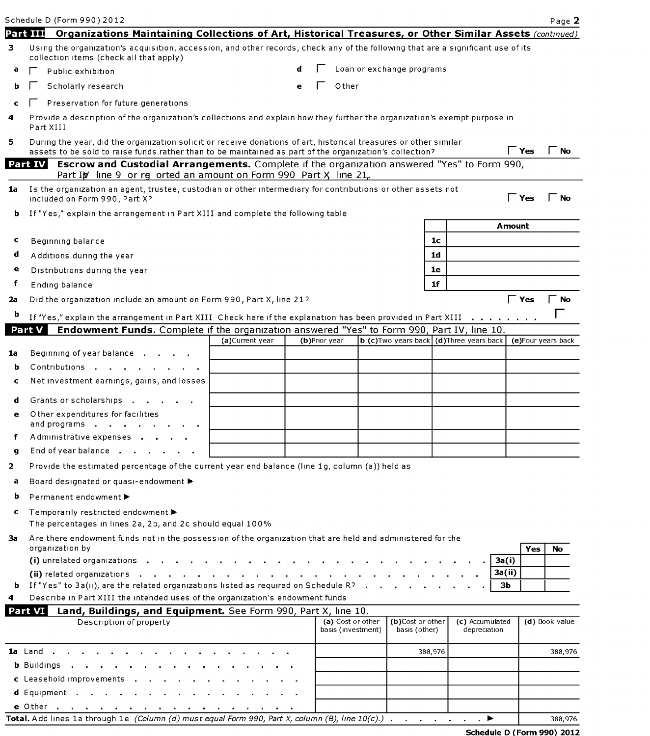Schedule D (Form 990) 2012 Page 2

## Part III Organizations Maintaining Collections of Art, Historical Treasures, or Other Similar Assets *(continued)*

**3** Using the organization's acquisition, accession, and other records, check any of the following that are a significant use of its collection items (check all that apply)

- **a** ☐ Public exhibition
- **b** ☐ Scholarly research
- **c** ☐ Preservation for future generations
- **d** ☐ Loan or exchange programs
- **e** ☐ Other

**4** Provide a description of the organization's collections and explain how they further the organization's exempt purpose in Part XIII

**5** During the year, did the organization solicit or receive donations of art, historical treasures or other similar assets to be sold to raise funds rather than to be maintained as part of the organization's collection? ☐ Yes ☐ No

## Part IV Escrow and Custodial Arrangements. Complete if the organization answered "Yes" to Form 990, Part IV, line 9, or reported an amount on Form 990, Part X, line 21.

**1a** Is the organization an agent, trustee, custodian or other intermediary for contributions or other assets not included on Form 990, Part X? ☐ Yes ☐ No

**b** If "Yes," explain the arrangement in Part XIII and complete the following table

| | | | Amount |
|---|---|---|---|
| **c** | Beginning balance | 1c | |
| **d** | Additions during the year | 1d | |
| **e** | Distributions during the year | 1e | |
| **f** | Ending balance | 1f | |

**2a** Did the organization include an amount on Form 990, Part X, line 21? ☐ Yes ☐ No

**b** If "Yes," explain the arrangement in Part XIII Check here if the explanation has been provided in Part XIII . . . . . . . . ☐

## Part V Endowment Funds. Complete if the organization answered "Yes" to Form 990, Part IV, line 10.

| | | (a) Current year | (b) Prior year | (c) Two years back | (d) Three years back | (e) Four years back |
|---|---|---|---|---|---|---|
| **1a** | Beginning of year balance | | | | | |
| **b** | Contributions | | | | | |
| **c** | Net investment earnings, gains, and losses | | | | | |
| **d** | Grants or scholarships | | | | | |
| **e** | Other expenditures for facilities and programs | | | | | |
| **f** | Administrative expenses | | | | | |
| **g** | End of year balance | | | | | |

**2** Provide the estimated percentage of the current year end balance (line 1g, column (a)) held as

- **a** Board designated or quasi-endowment ►
- **b** Permanent endowment ►
- **c** Temporarily restricted endowment ►

The percentages in lines 2a, 2b, and 2c should equal 100%

**3a** Are there endowment funds not in the possession of the organization that are held and administered for the organization by

| | | | Yes | No |
|---|---|---|---|---|
| | (i) unrelated organizations | 3a(i) | | |
| | (ii) related organizations | 3a(ii) | | |
| **b** | If "Yes" to 3a(ii), are the related organizations listed as required on Schedule R? | 3b | | |

**4** Describe in Part XIII the intended uses of the organization's endowment funds

## Part VI Land, Buildings, and Equipment. See Form 990, Part X, line 10.

| Description of property | (a) Cost or other basis (investment) | (b) Cost or other basis (other) | (c) Accumulated depreciation | (d) Book value |
|---|---|---|---|---|
| **1a** Land | | 388,976 | | 388,976 |
| **b** Buildings | | | | |
| **c** Leasehold improvements | | | | |
| **d** Equipment | | | | |
| **e** Other | | | | |
| **Total.** Add lines 1a through 1e *(Column (d) must equal Form 990, Part X, column (B), line 10(c).)* ► | | | | 388,976 |

**Schedule D (Form 990) 2012**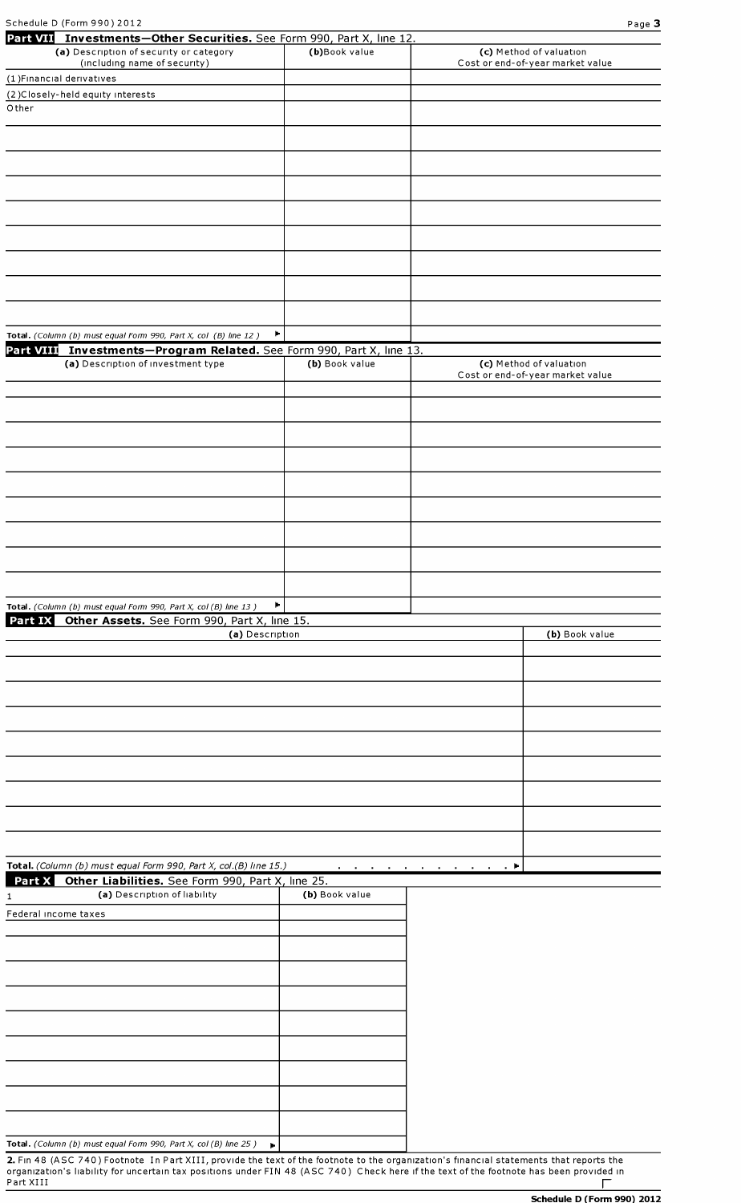## Part VII Investments—Other Securities. See Form 990, Part X, line 12.

| (a) Description of security or category (including name of security) | (b) Book value | (c) Method of valuation Cost or end-of-year market value |
|---|---|---|
| (1) Financial derivatives | | |
| (2) Closely-held equity interests | | |
| Other | | |
| | | |
| | | |
| | | |
| | | |
| | | |
| | | |
| | | |
| | | |
| **Total.** *(Column (b) must equal Form 990, Part X, col (B) line 12 )* ▶ | | |

## Part VIII Investments—Program Related. See Form 990, Part X, line 13.

| (a) Description of investment type | (b) Book value | (c) Method of valuation Cost or end-of-year market value |
|---|---|---|
| | | |
| | | |
| | | |
| | | |
| | | |
| | | |
| | | |
| | | |
| | | |
| **Total.** *(Column (b) must equal Form 990, Part X, col (B) line 13 )* ▶ | | |

## Part IX Other Assets. See Form 990, Part X, line 15.

| (a) Description | (b) Book value |
|---|---|
| | |
| | |
| | |
| | |
| | |
| | |
| | |
| | |
| | |
| **Total.** *(Column (b) must equal Form 990, Part X, col.(B) line 15.)* . . . . . . . . . . ▶ | |

## Part X Other Liabilities. See Form 990, Part X, line 25.

| 1 (a) Description of liability | (b) Book value |
|---|---|
| Federal income taxes | |
| | |
| | |
| | |
| | |
| | |
| | |
| | |
| | |
| | |
| **Total.** *(Column (b) must equal Form 990, Part X, col (B) line 25 )* ▶ | |

**2.** Fin 48 (ASC 740) Footnote In Part XIII, provide the text of the footnote to the organization's financial statements that reports the organization's liability for uncertain tax positions under FIN 48 (ASC 740) Check here if the text of the footnote has been provided in Part XIII ☐

**Schedule D (Form 990) 2012**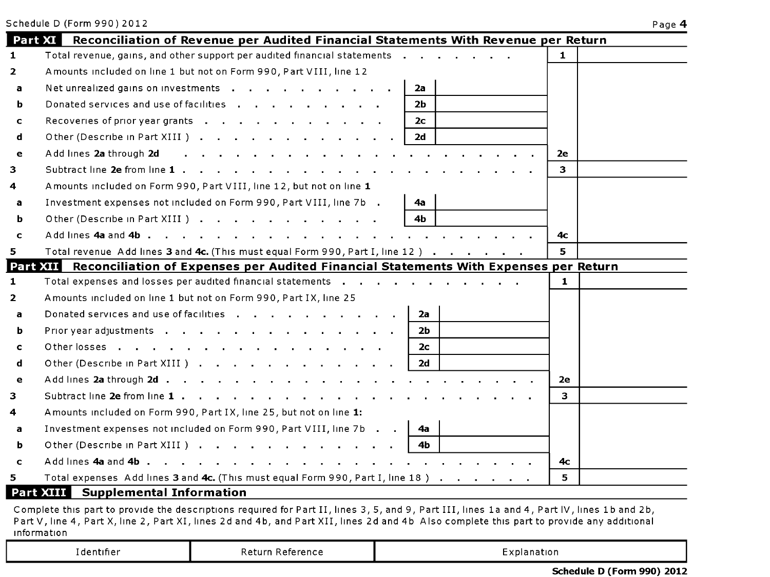Schedule D (Form 990) 2012 Page **4**

## Part XI Reconciliation of Revenue per Audited Financial Statements With Revenue per Return

| | | | | | |
|---|---|---|---|---|---|
| **1** | Total revenue, gains, and other support per audited financial statements | | | 1 | |
| **2** | Amounts included on line 1 but not on Form 990, Part VIII, line 12 | | | | |
| **a** | Net unrealized gains on investments | 2a | | | |
| **b** | Donated services and use of facilities | 2b | | | |
| **c** | Recoveries of prior year grants | 2c | | | |
| **d** | Other (Describe in Part XIII ) | 2d | | | |
| **e** | Add lines **2a** through **2d** | | | 2e | |
| **3** | Subtract line **2e** from line **1** | | | 3 | |
| **4** | Amounts included on Form 990, Part VIII, line 12, but not on line **1** | | | | |
| **a** | Investment expenses not included on Form 990, Part VIII, line 7b | 4a | | | |
| **b** | Other (Describe in Part XIII ) | 4b | | | |
| **c** | Add lines **4a** and **4b** | | | 4c | |
| **5** | Total revenue Add lines **3** and **4c.** (This must equal Form 990, Part I, line 12 ) | | | 5 | |

## Part XII Reconciliation of Expenses per Audited Financial Statements With Expenses per Return

| | | | | | |
|---|---|---|---|---|---|
| **1** | Total expenses and losses per audited financial statements | | | 1 | |
| **2** | Amounts included on line 1 but not on Form 990, Part IX, line 25 | | | | |
| **a** | Donated services and use of facilities | 2a | | | |
| **b** | Prior year adjustments | 2b | | | |
| **c** | Other losses | 2c | | | |
| **d** | Other (Describe in Part XIII ) | 2d | | | |
| **e** | Add lines **2a** through **2d** | | | 2e | |
| **3** | Subtract line **2e** from line **1** | | | 3 | |
| **4** | Amounts included on Form 990, Part IX, line 25, but not on line **1:** | | | | |
| **a** | Investment expenses not included on Form 990, Part VIII, line 7b | 4a | | | |
| **b** | Other (Describe in Part XIII ) | 4b | | | |
| **c** | Add lines **4a** and **4b** | | | 4c | |
| **5** | Total expenses Add lines **3** and **4c.** (This must equal Form 990, Part I, line 18 ) | | | 5 | |

## Part XIII Supplemental Information

Complete this part to provide the descriptions required for Part II, lines 3, 5, and 9, Part III, lines 1a and 4, Part IV, lines 1b and 2b, Part V, line 4, Part X, line 2, Part XI, lines 2d and 4b, and Part XII, lines 2d and 4b Also complete this part to provide any additional information

| Identifier | Return Reference | Explanation |
|---|---|---|

**Schedule D (Form 990) 2012**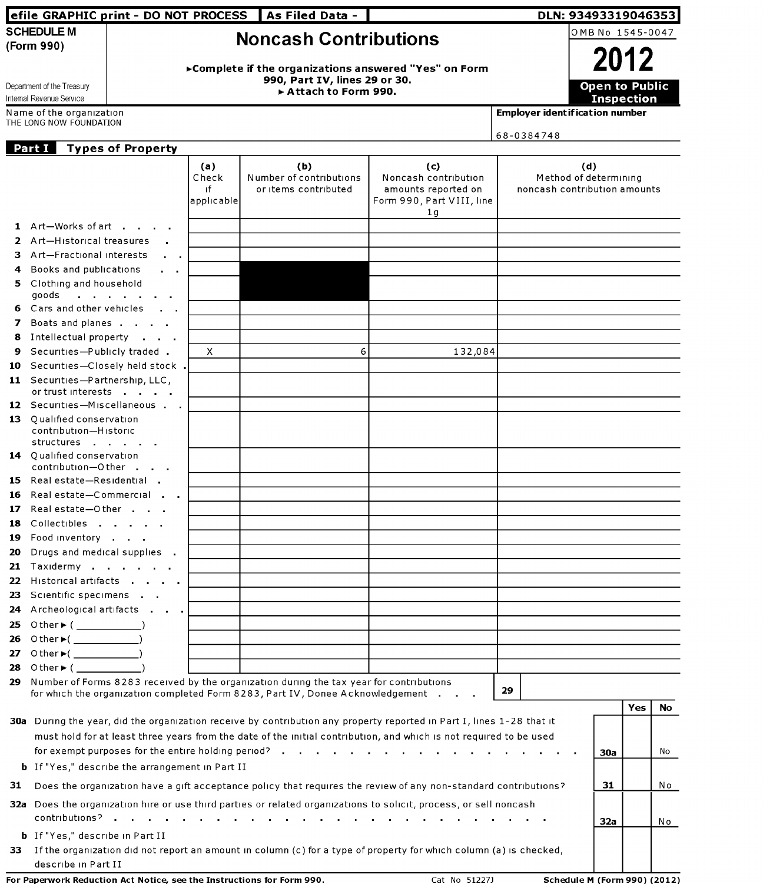efile GRAPHIC print - DO NOT PROCESS | As Filed Data - | DLN: 93493319046353

**SCHEDULE M (Form 990)**

Department of the Treasury
Internal Revenue Service

# Noncash Contributions

▶Complete if the organizations answered "Yes" on Form 990, Part IV, lines 29 or 30.
▶ Attach to Form 990.

OMB No 1545-0047

**2012**

**Open to Public Inspection**

Name of the organization
THE LONG NOW FOUNDATION

**Employer identification number**
68-0384748

## Part I Types of Property

| | (a) Check if applicable | (b) Number of contributions or items contributed | (c) Noncash contribution amounts reported on Form 990, Part VIII, line 1g | (d) Method of determining noncash contribution amounts |
|---|---|---|---|---|
| 1 Art—Works of art | | | | |
| 2 Art—Historical treasures | | | | |
| 3 Art—Fractional interests | | | | |
| 4 Books and publications | | | | |
| 5 Clothing and household goods | | | | |
| 6 Cars and other vehicles | | | | |
| 7 Boats and planes | | | | |
| 8 Intellectual property | | | | |
| 9 Securities—Publicly traded | X | 6 | 132,084 | |
| 10 Securities—Closely held stock | | | | |
| 11 Securities—Partnership, LLC, or trust interests | | | | |
| 12 Securities—Miscellaneous | | | | |
| 13 Qualified conservation contribution—Historic structures | | | | |
| 14 Qualified conservation contribution—Other | | | | |
| 15 Real estate—Residential | | | | |
| 16 Real estate—Commercial | | | | |
| 17 Real estate—Other | | | | |
| 18 Collectibles | | | | |
| 19 Food inventory | | | | |
| 20 Drugs and medical supplies | | | | |
| 21 Taxidermy | | | | |
| 22 Historical artifacts | | | | |
| 23 Scientific specimens | | | | |
| 24 Archeological artifacts | | | | |
| 25 Other ▶ (\_\_\_\_\_\_\_\_\_\_) | | | | |
| 26 Other ▶ (\_\_\_\_\_\_\_\_\_\_) | | | | |
| 27 Other ▶ (\_\_\_\_\_\_\_\_\_\_) | | | | |
| 28 Other ▶ (\_\_\_\_\_\_\_\_\_\_) | | | | |

**29** Number of Forms 8283 received by the organization during the tax year for contributions for which the organization completed Form 8283, Part IV, Donee Acknowledgement . . . **29**

| | | | Yes | No |
|---|---|---|---|---|
| **30a** | During the year, did the organization receive by contribution any property reported in Part I, lines 1-28 that it must hold for at least three years from the date of the initial contribution, and which is not required to be used for exempt purposes for the entire holding period? | **30a** | | No |
| **b** | If "Yes," describe the arrangement in Part II | | | |
| **31** | Does the organization have a gift acceptance policy that requires the review of any non-standard contributions? | **31** | | No |
| **32a** | Does the organization hire or use third parties or related organizations to solicit, process, or sell noncash contributions? | **32a** | | No |
| **b** | If "Yes," describe in Part II | | | |
| **33** | If the organization did not report an amount in column (c) for a type of property for which column (a) is checked, describe in Part II | | | |

**For Paperwork Reduction Act Notice, see the Instructions for Form 990.** Cat No 51227J **Schedule M (Form 990) (2012)**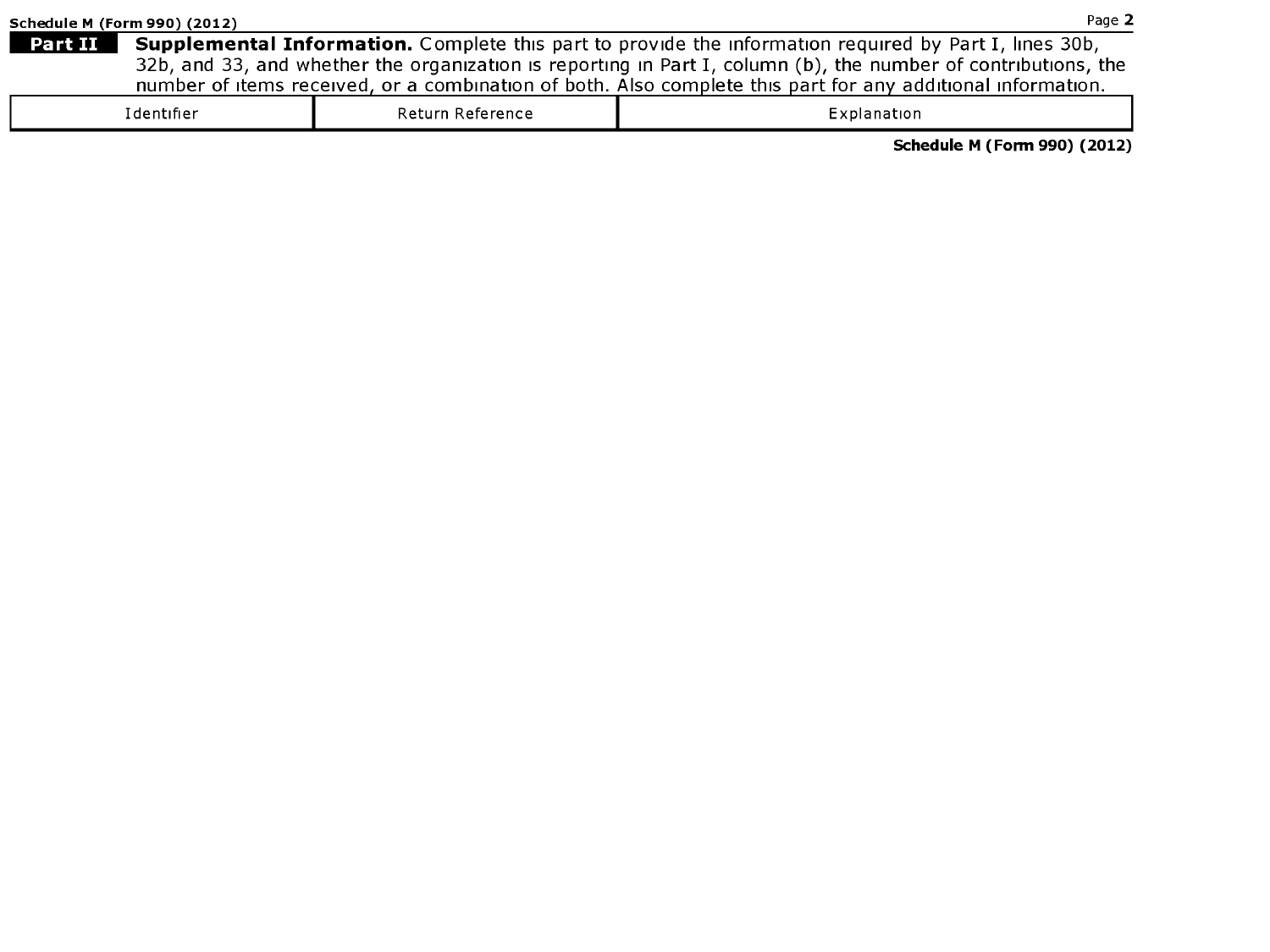Schedule M (Form 990) (2012)

**Part II** **Supplemental Information.** Complete this part to provide the information required by Part I, lines 30b, 32b, and 33, and whether the organization is reporting in Part I, column (b), the number of contributions, the number of items received, or a combination of both. Also complete this part for any additional information.

| Identifier | Return Reference | Explanation |
|---|---|---|

**Schedule M (Form 990) (2012)**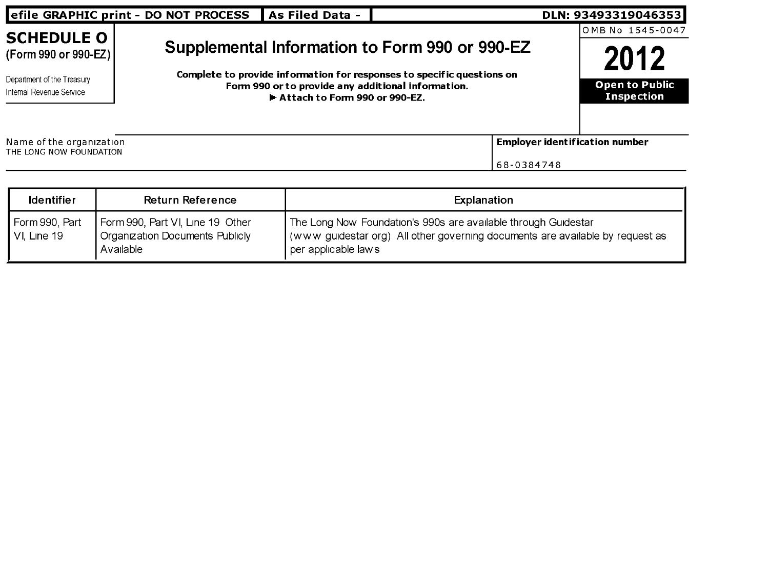efile GRAPHIC print - DO NOT PROCESS | As Filed Data - | DLN: 93493319046353

**SCHEDULE O**
**(Form 990 or 990-EZ)**

Department of the Treasury
Internal Revenue Service

# Supplemental Information to Form 990 or 990-EZ

**Complete to provide information for responses to specific questions on Form 990 or to provide any additional information.**
**▶ Attach to Form 990 or 990-EZ.**

OMB No 1545-0047

**2012**

**Open to Public Inspection**

Name of the organization
THE LONG NOW FOUNDATION

**Employer identification number**
68-0384748

| Identifier | Return Reference | Explanation |
|---|---|---|
| Form 990, Part VI, Line 19 | Form 990, Part VI, Line 19 Other Organization Documents Publicly Available | The Long Now Foundation's 990s are available through Guidestar (www guidestar org) All other governing documents are available by request as per applicable laws |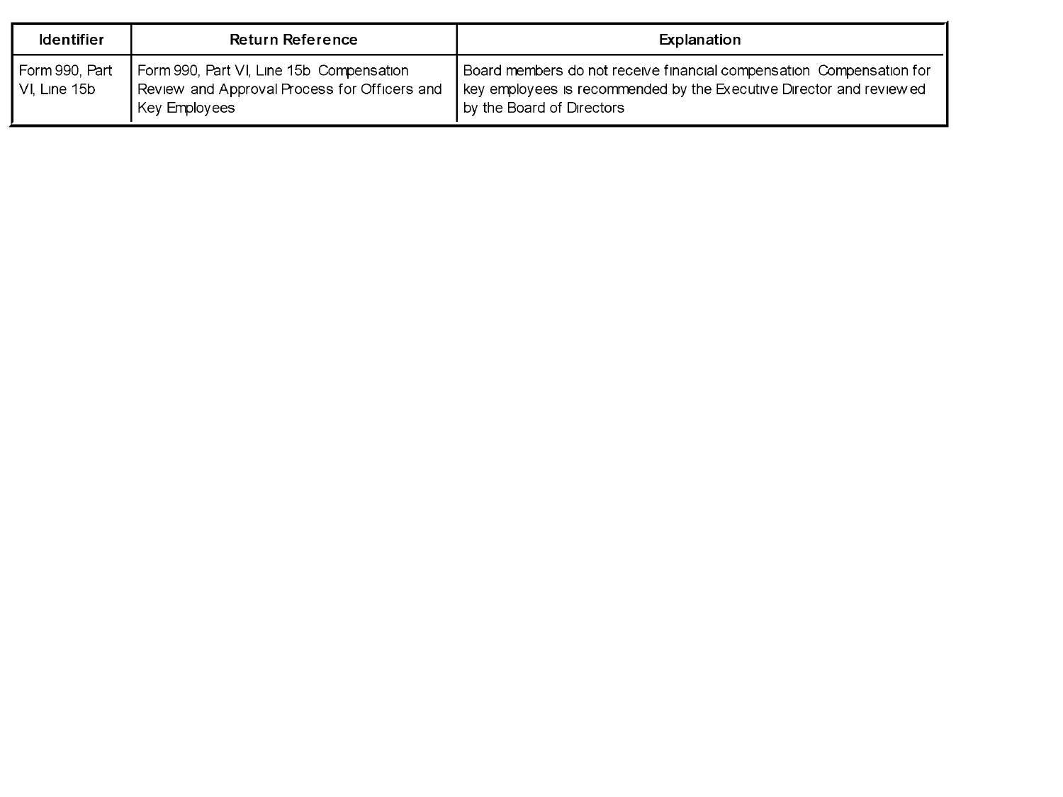| Identifier | Return Reference | Explanation |
| --- | --- | --- |
| Form 990, Part VI, Line 15b | Form 990, Part VI, Line 15b Compensation Review and Approval Process for Officers and Key Employees | Board members do not receive financial compensation Compensation for key employees is recommended by the Executive Director and reviewed by the Board of Directors |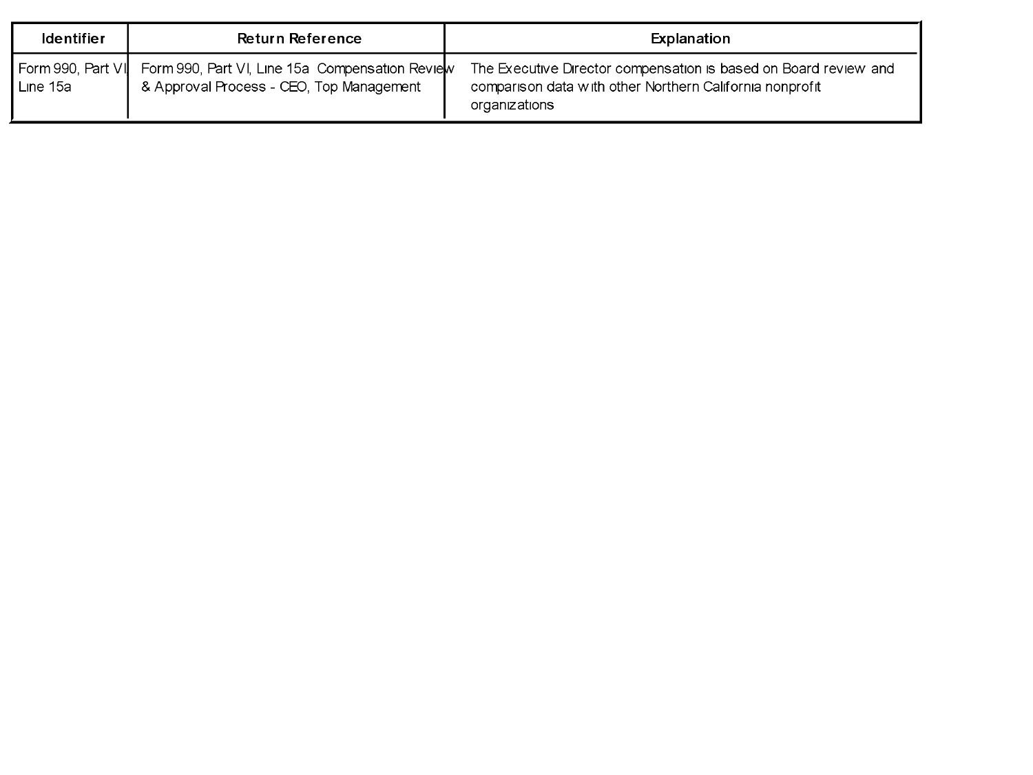| Identifier | Return Reference | Explanation |
| --- | --- | --- |
| Form 990, Part VI, Line 15a | Form 990, Part VI, Line 15a Compensation Review & Approval Process - CEO, Top Management | The Executive Director compensation is based on Board review and comparison data with other Northern California nonprofit organizations |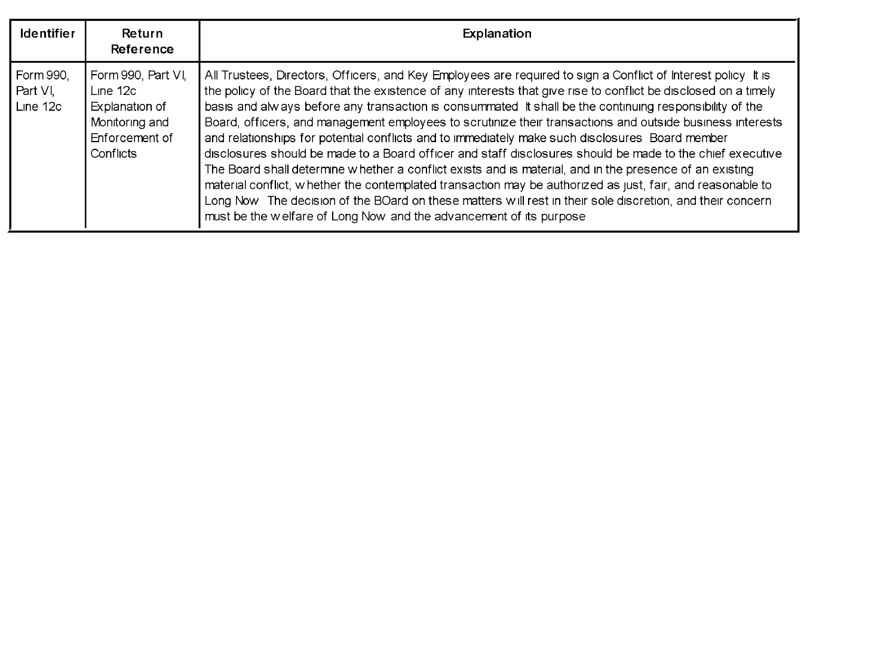| Identifier | Return Reference | Explanation |
|---|---|---|
| Form 990, Part VI, Line 12c | Form 990, Part VI, Line 12c Explanation of Monitoring and Enforcement of Conflicts | All Trustees, Directors, Officers, and Key Employees are required to sign a Conflict of Interest policy It is the policy of the Board that the existence of any interests that give rise to conflict be disclosed on a timely basis and always before any transaction is consummated It shall be the continuing responsibility of the Board, officers, and management employees to scrutinize their transactions and outside business interests and relationships for potential conflicts and to immediately make such disclosures Board member disclosures should be made to a Board officer and staff disclosures should be made to the chief executive The Board shall determine whether a conflict exists and is material, and in the presence of an existing material conflict, whether the contemplated transaction may be authorized as just, fair, and reasonable to Long Now The decision of the BOard on these matters will rest in their sole discretion, and their concern must be the welfare of Long Now and the advancement of its purpose |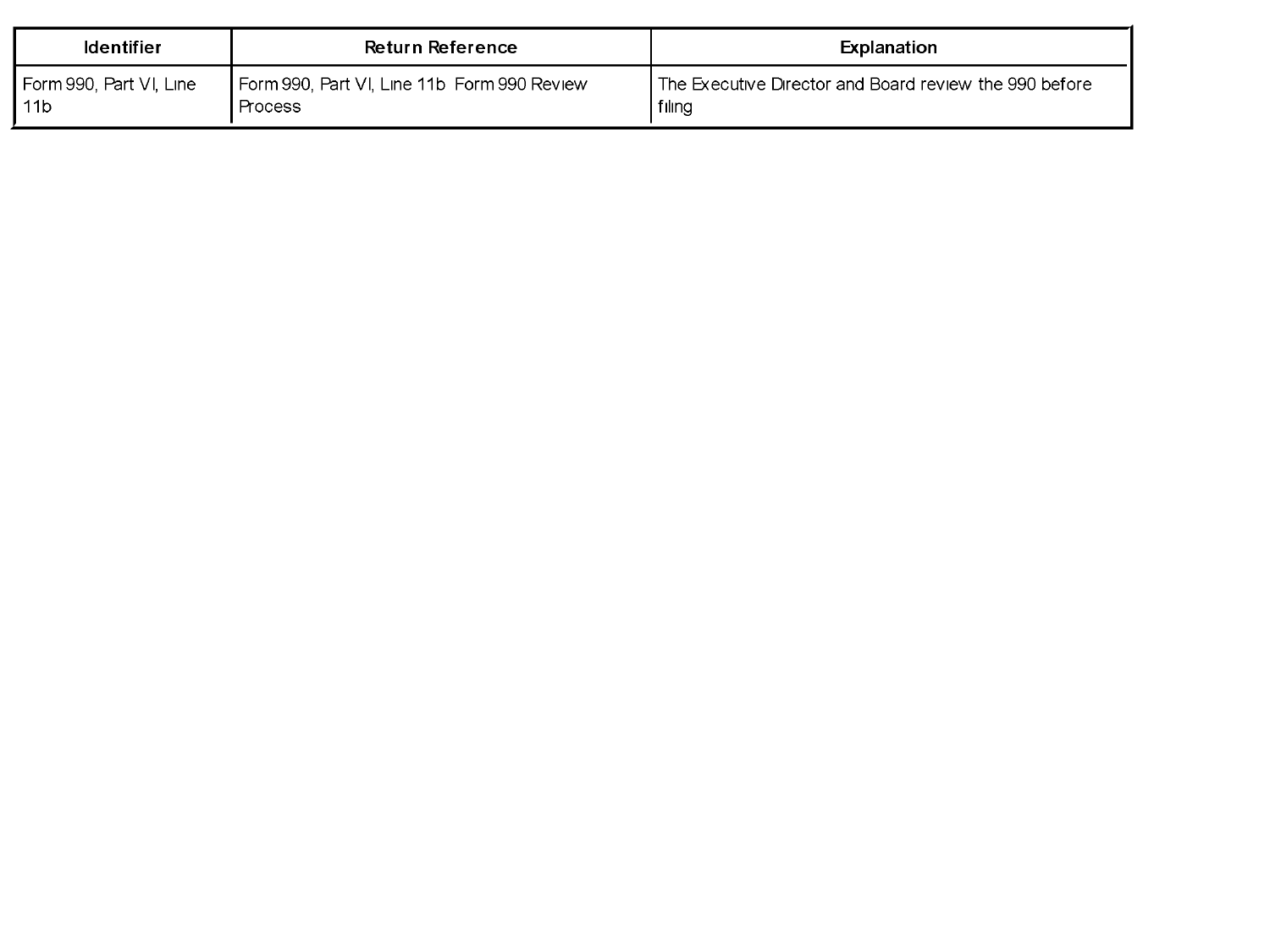| Identifier | Return Reference | Explanation |
|---|---|---|
| Form 990, Part VI, Line 11b | Form 990, Part VI, Line 11b Form 990 Review Process | The Executive Director and Board review the 990 before filing |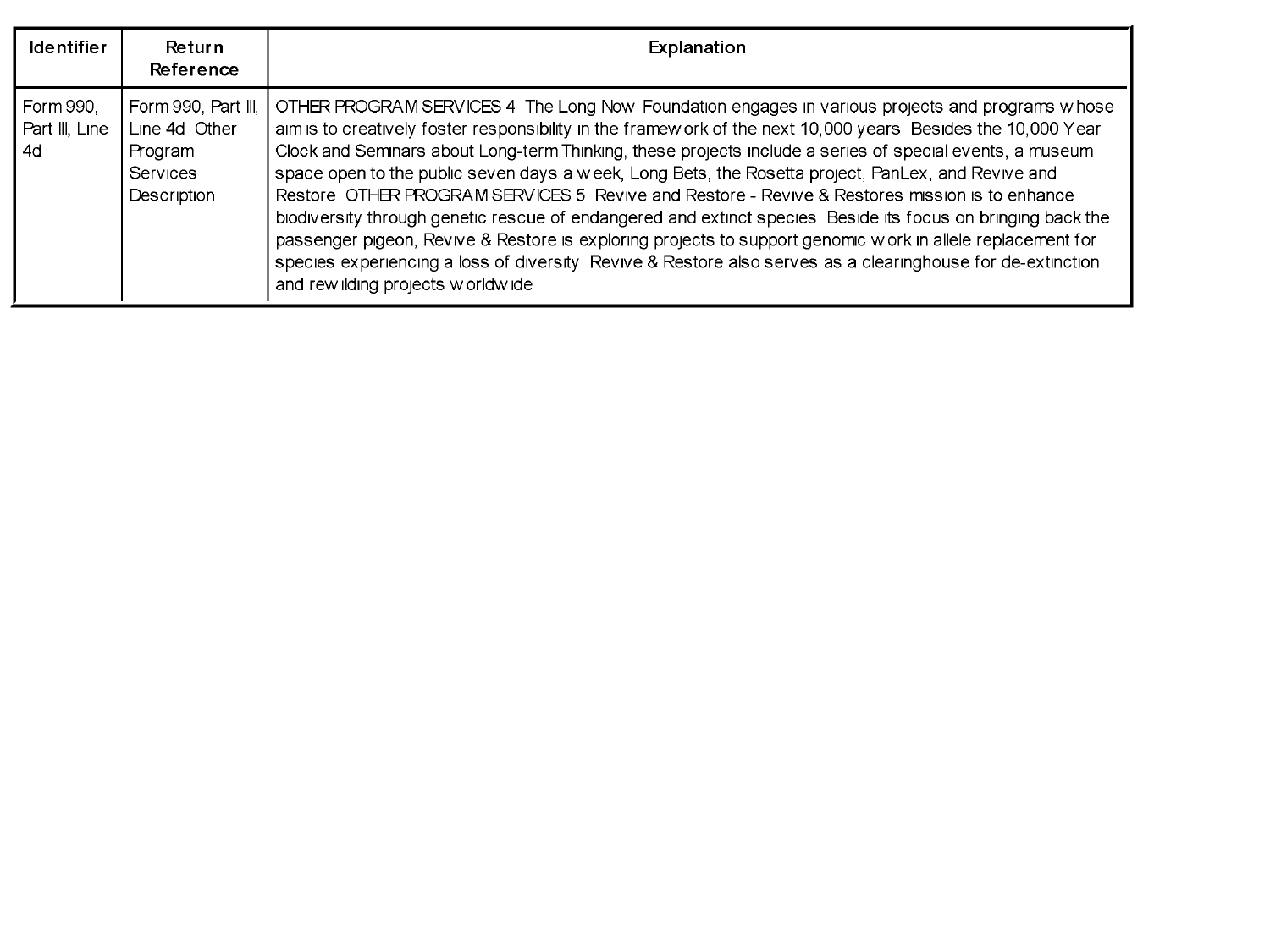| Identifier | Return Reference | Explanation |
|---|---|---|
| Form 990, Part III, Line 4d | Form 990, Part III, Line 4d Other Program Services Description | OTHER PROGRAM SERVICES 4 The Long Now Foundation engages in various projects and programs whose aim is to creatively foster responsibility in the framework of the next 10,000 years Besides the 10,000 Year Clock and Seminars about Long-term Thinking, these projects include a series of special events, a museum space open to the public seven days a week, Long Bets, the Rosetta project, PanLex, and Revive and Restore OTHER PROGRAM SERVICES 5 Revive and Restore - Revive & Restores mission is to enhance biodiversity through genetic rescue of endangered and extinct species Beside its focus on bringing back the passenger pigeon, Revive & Restore is exploring projects to support genomic work in allele replacement for species experiencing a loss of diversity Revive & Restore also serves as a clearinghouse for de-extinction and rewilding projects worldwide |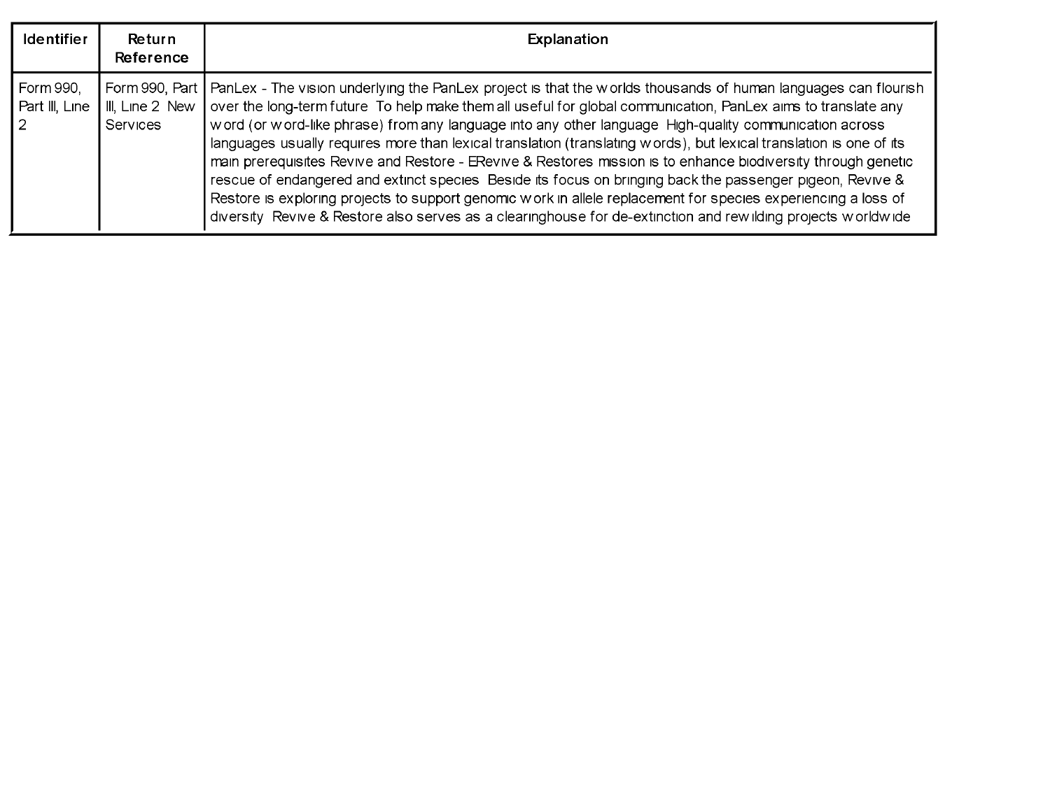| Identifier | Return Reference | Explanation |
|---|---|---|
| Form 990, Part III, Line 2 | Form 990, Part III, Line 2 New Services | PanLex - The vision underlying the PanLex project is that the worlds thousands of human languages can flourish over the long-term future To help make them all useful for global communication, PanLex aims to translate any word (or word-like phrase) from any language into any other language High-quality communication across languages usually requires more than lexical translation (translating words), but lexical translation is one of its main prerequisites Revive and Restore - ERevive & Restores mission is to enhance biodiversity through genetic rescue of endangered and extinct species Beside its focus on bringing back the passenger pigeon, Revive & Restore is exploring projects to support genomic work in allele replacement for species experiencing a loss of diversity Revive & Restore also serves as a clearinghouse for de-extinction and rewilding projects worldwide |